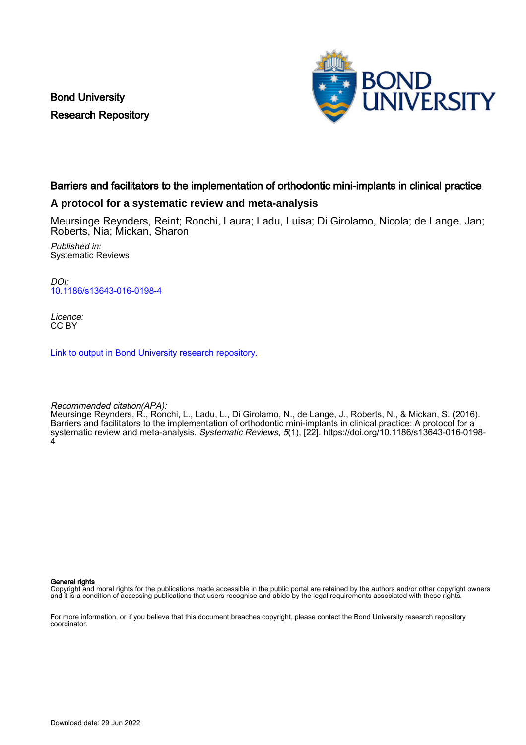Bond University
Research Repository

# Barriers and facilitators to the implementation of orthodontic mini-implants in clinical practice

## A protocol for a systematic review and meta-analysis

Meursinge Reynders, Reint; Ronchi, Laura; Ladu, Luisa; Di Girolamo, Nicola; de Lange, Jan; Roberts, Nia; Mickan, Sharon

*Published in:*
Systematic Reviews

*DOI:*
10.1186/s13643-016-0198-4

*Licence:*
CC BY

Link to output in Bond University research repository.

*Recommended citation(APA):*
Meursinge Reynders, R., Ronchi, L., Ladu, L., Di Girolamo, N., de Lange, J., Roberts, N., & Mickan, S. (2016). Barriers and facilitators to the implementation of orthodontic mini-implants in clinical practice: A protocol for a systematic review and meta-analysis. *Systematic Reviews*, *5*(1), [22]. https://doi.org/10.1186/s13643-016-0198-4

**General rights**
Copyright and moral rights for the publications made accessible in the public portal are retained by the authors and/or other copyright owners and it is a condition of accessing publications that users recognise and abide by the legal requirements associated with these rights.

For more information, or if you believe that this document breaches copyright, please contact the Bond University research repository coordinator.

Download date: 29 Jun 2022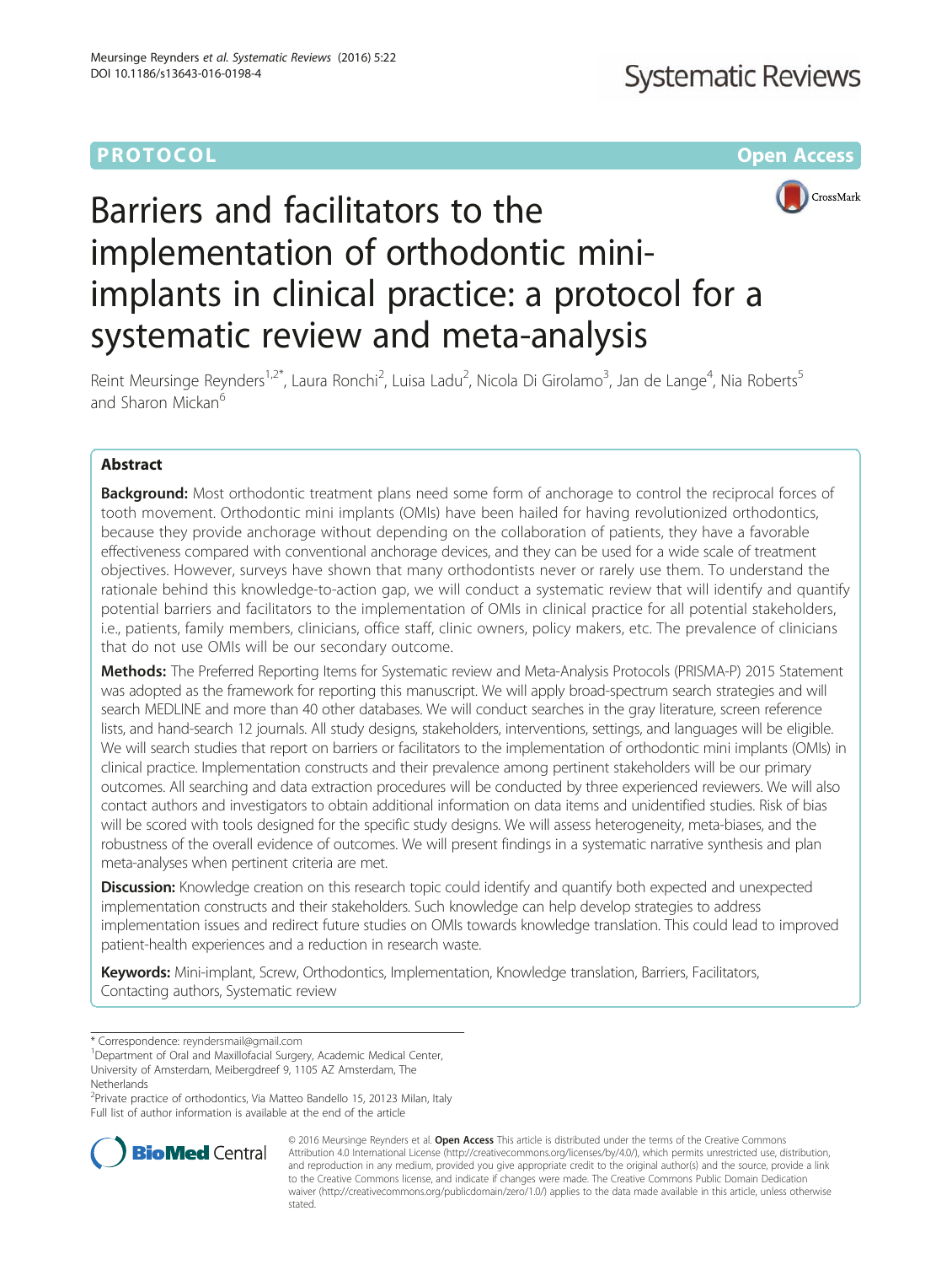PROTOCOL

Open Access

# Barriers and facilitators to the implementation of orthodontic mini-implants in clinical practice: a protocol for a systematic review and meta-analysis

Reint Meursinge Reynders[1,2*], Laura Ronchi[2], Luisa Ladu[2], Nicola Di Girolamo[3], Jan de Lange[4], Nia Roberts[5] and Sharon Mickan[6]

## Abstract

**Background:** Most orthodontic treatment plans need some form of anchorage to control the reciprocal forces of tooth movement. Orthodontic mini implants (OMIs) have been hailed for having revolutionized orthodontics, because they provide anchorage without depending on the collaboration of patients, they have a favorable effectiveness compared with conventional anchorage devices, and they can be used for a wide scale of treatment objectives. However, surveys have shown that many orthodontists never or rarely use them. To understand the rationale behind this knowledge-to-action gap, we will conduct a systematic review that will identify and quantify potential barriers and facilitators to the implementation of OMIs in clinical practice for all potential stakeholders, i.e., patients, family members, clinicians, office staff, clinic owners, policy makers, etc. The prevalence of clinicians that do not use OMIs will be our secondary outcome.

**Methods:** The Preferred Reporting Items for Systematic review and Meta-Analysis Protocols (PRISMA-P) 2015 Statement was adopted as the framework for reporting this manuscript. We will apply broad-spectrum search strategies and will search MEDLINE and more than 40 other databases. We will conduct searches in the gray literature, screen reference lists, and hand-search 12 journals. All study designs, stakeholders, interventions, settings, and languages will be eligible. We will search studies that report on barriers or facilitators to the implementation of orthodontic mini implants (OMIs) in clinical practice. Implementation constructs and their prevalence among pertinent stakeholders will be our primary outcomes. All searching and data extraction procedures will be conducted by three experienced reviewers. We will also contact authors and investigators to obtain additional information on data items and unidentified studies. Risk of bias will be scored with tools designed for the specific study designs. We will assess heterogeneity, meta-biases, and the robustness of the overall evidence of outcomes. We will present findings in a systematic narrative synthesis and plan meta-analyses when pertinent criteria are met.

**Discussion:** Knowledge creation on this research topic could identify and quantify both expected and unexpected implementation constructs and their stakeholders. Such knowledge can help develop strategies to address implementation issues and redirect future studies on OMIs towards knowledge translation. This could lead to improved patient-health experiences and a reduction in research waste.

**Keywords:** Mini-implant, Screw, Orthodontics, Implementation, Knowledge translation, Barriers, Facilitators, Contacting authors, Systematic review

---

\* Correspondence: reyndersmail@gmail.com
[1]Department of Oral and Maxillofacial Surgery, Academic Medical Center, University of Amsterdam, Meibergdreef 9, 1105 AZ Amsterdam, The Netherlands
[2]Private practice of orthodontics, Via Matteo Bandello 15, 20123 Milan, Italy
Full list of author information is available at the end of the article

© 2016 Meursinge Reynders et al. **Open Access** This article is distributed under the terms of the Creative Commons Attribution 4.0 International License (http://creativecommons.org/licenses/by/4.0/), which permits unrestricted use, distribution, and reproduction in any medium, provided you give appropriate credit to the original author(s) and the source, provide a link to the Creative Commons license, and indicate if changes were made. The Creative Commons Public Domain Dedication waiver (http://creativecommons.org/publicdomain/zero/1.0/) applies to the data made available in this article, unless otherwise stated.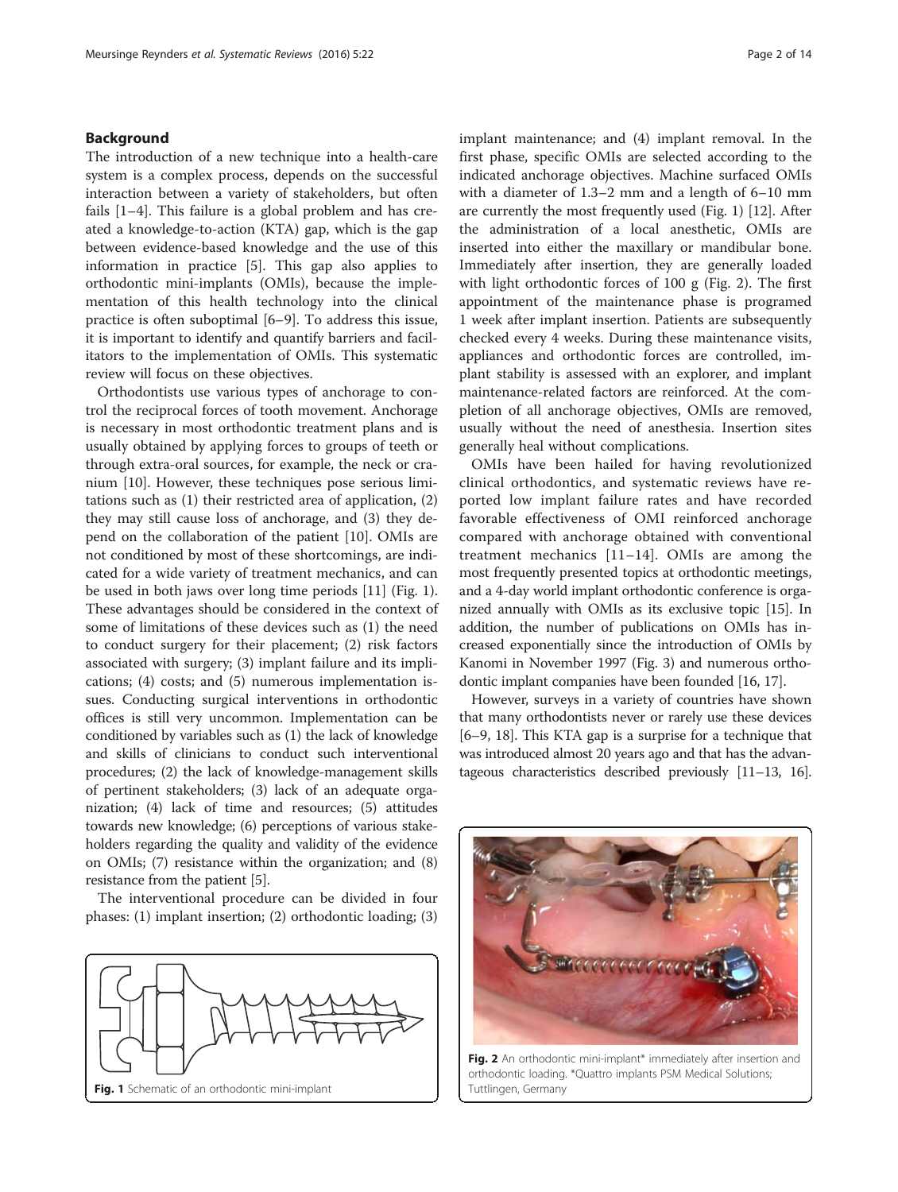## Background

The introduction of a new technique into a health-care system is a complex process, depends on the successful interaction between a variety of stakeholders, but often fails [1–4]. This failure is a global problem and has created a knowledge-to-action (KTA) gap, which is the gap between evidence-based knowledge and the use of this information in practice [5]. This gap also applies to orthodontic mini-implants (OMIs), because the implementation of this health technology into the clinical practice is often suboptimal [6–9]. To address this issue, it is important to identify and quantify barriers and facilitators to the implementation of OMIs. This systematic review will focus on these objectives.

Orthodontists use various types of anchorage to control the reciprocal forces of tooth movement. Anchorage is necessary in most orthodontic treatment plans and is usually obtained by applying forces to groups of teeth or through extra-oral sources, for example, the neck or cranium [10]. However, these techniques pose serious limitations such as (1) their restricted area of application, (2) they may still cause loss of anchorage, and (3) they depend on the collaboration of the patient [10]. OMIs are not conditioned by most of these shortcomings, are indicated for a wide variety of treatment mechanics, and can be used in both jaws over long time periods [11] (Fig. 1). These advantages should be considered in the context of some of limitations of these devices such as (1) the need to conduct surgery for their placement; (2) risk factors associated with surgery; (3) implant failure and its implications; (4) costs; and (5) numerous implementation issues. Conducting surgical interventions in orthodontic offices is still very uncommon. Implementation can be conditioned by variables such as (1) the lack of knowledge and skills of clinicians to conduct such interventional procedures; (2) the lack of knowledge-management skills of pertinent stakeholders; (3) lack of an adequate organization; (4) lack of time and resources; (5) attitudes towards new knowledge; (6) perceptions of various stakeholders regarding the quality and validity of the evidence on OMIs; (7) resistance within the organization; and (8) resistance from the patient [5].

The interventional procedure can be divided in four phases: (1) implant insertion; (2) orthodontic loading; (3) implant maintenance; and (4) implant removal. In the first phase, specific OMIs are selected according to the indicated anchorage objectives. Machine surfaced OMIs with a diameter of 1.3–2 mm and a length of 6–10 mm are currently the most frequently used (Fig. 1) [12]. After the administration of a local anesthetic, OMIs are inserted into either the maxillary or mandibular bone. Immediately after insertion, they are generally loaded with light orthodontic forces of 100 g (Fig. 2). The first appointment of the maintenance phase is programed 1 week after implant insertion. Patients are subsequently checked every 4 weeks. During these maintenance visits, appliances and orthodontic forces are controlled, implant stability is assessed with an explorer, and implant maintenance-related factors are reinforced. At the completion of all anchorage objectives, OMIs are removed, usually without the need of anesthesia. Insertion sites generally heal without complications.

OMIs have been hailed for having revolutionized clinical orthodontics, and systematic reviews have reported low implant failure rates and have recorded favorable effectiveness of OMI reinforced anchorage compared with anchorage obtained with conventional treatment mechanics [11–14]. OMIs are among the most frequently presented topics at orthodontic meetings, and a 4-day world implant orthodontic conference is organized annually with OMIs as its exclusive topic [15]. In addition, the number of publications on OMIs has increased exponentially since the introduction of OMIs by Kanomi in November 1997 (Fig. 3) and numerous orthodontic implant companies have been founded [16, 17].

However, surveys in a variety of countries have shown that many orthodontists never or rarely use these devices [6–9, 18]. This KTA gap is a surprise for a technique that was introduced almost 20 years ago and that has the advantageous characteristics described previously [11–13, 16].

**Fig. 1** Schematic of an orthodontic mini-implant

**Fig. 2** An orthodontic mini-implant* immediately after insertion and orthodontic loading. *Quattro implants PSM Medical Solutions; Tuttlingen, Germany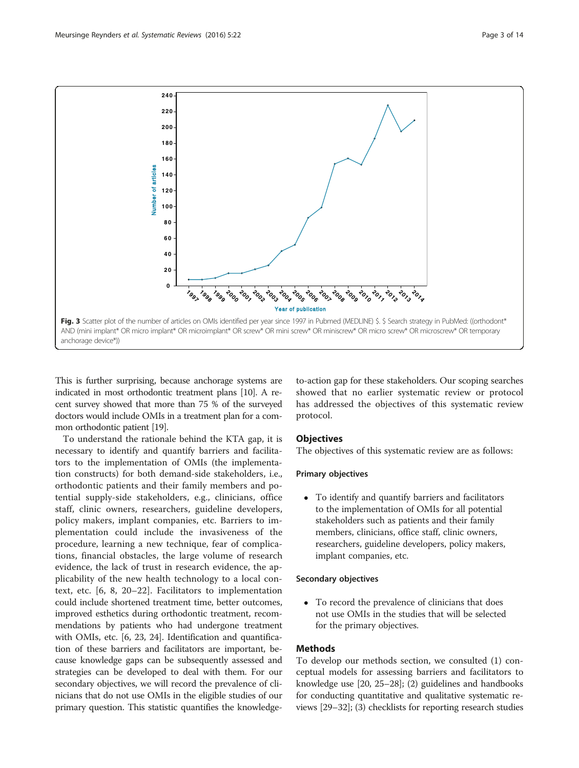Fig. 3 Scatter plot of the number of articles on OMIs identified per year since 1997 in Pubmed (MEDLINE) $. $ Search strategy in PubMed: ((orthodont* AND (mini implant* OR micro implant* OR microimplant* OR screw* OR mini screw* OR miniscrew* OR micro screw* OR microscrew* OR temporary anchorage device*))

This is further surprising, because anchorage systems are indicated in most orthodontic treatment plans [10]. A recent survey showed that more than 75 % of the surveyed doctors would include OMIs in a treatment plan for a common orthodontic patient [19].

To understand the rationale behind the KTA gap, it is necessary to identify and quantify barriers and facilitators to the implementation of OMIs (the implementation constructs) for both demand-side stakeholders, i.e., orthodontic patients and their family members and potential supply-side stakeholders, e.g., clinicians, office staff, clinic owners, researchers, guideline developers, policy makers, implant companies, etc. Barriers to implementation could include the invasiveness of the procedure, learning a new technique, fear of complications, financial obstacles, the large volume of research evidence, the lack of trust in research evidence, the applicability of the new health technology to a local context, etc. [6, 8, 20–22]. Facilitators to implementation could include shortened treatment time, better outcomes, improved esthetics during orthodontic treatment, recommendations by patients who had undergone treatment with OMIs, etc. [6, 23, 24]. Identification and quantification of these barriers and facilitators are important, because knowledge gaps can be subsequently assessed and strategies can be developed to deal with them. For our secondary objectives, we will record the prevalence of clinicians that do not use OMIs in the eligible studies of our primary question. This statistic quantifies the knowledge-to-action gap for these stakeholders. Our scoping searches showed that no earlier systematic review or protocol has addressed the objectives of this systematic review protocol.

## Objectives

The objectives of this systematic review are as follows:

### Primary objectives

- To identify and quantify barriers and facilitators to the implementation of OMIs for all potential stakeholders such as patients and their family members, clinicians, office staff, clinic owners, researchers, guideline developers, policy makers, implant companies, etc.

### Secondary objectives

- To record the prevalence of clinicians that does not use OMIs in the studies that will be selected for the primary objectives.

## Methods

To develop our methods section, we consulted (1) conceptual models for assessing barriers and facilitators to knowledge use [20, 25–28]; (2) guidelines and handbooks for conducting quantitative and qualitative systematic reviews [29–32]; (3) checklists for reporting research studies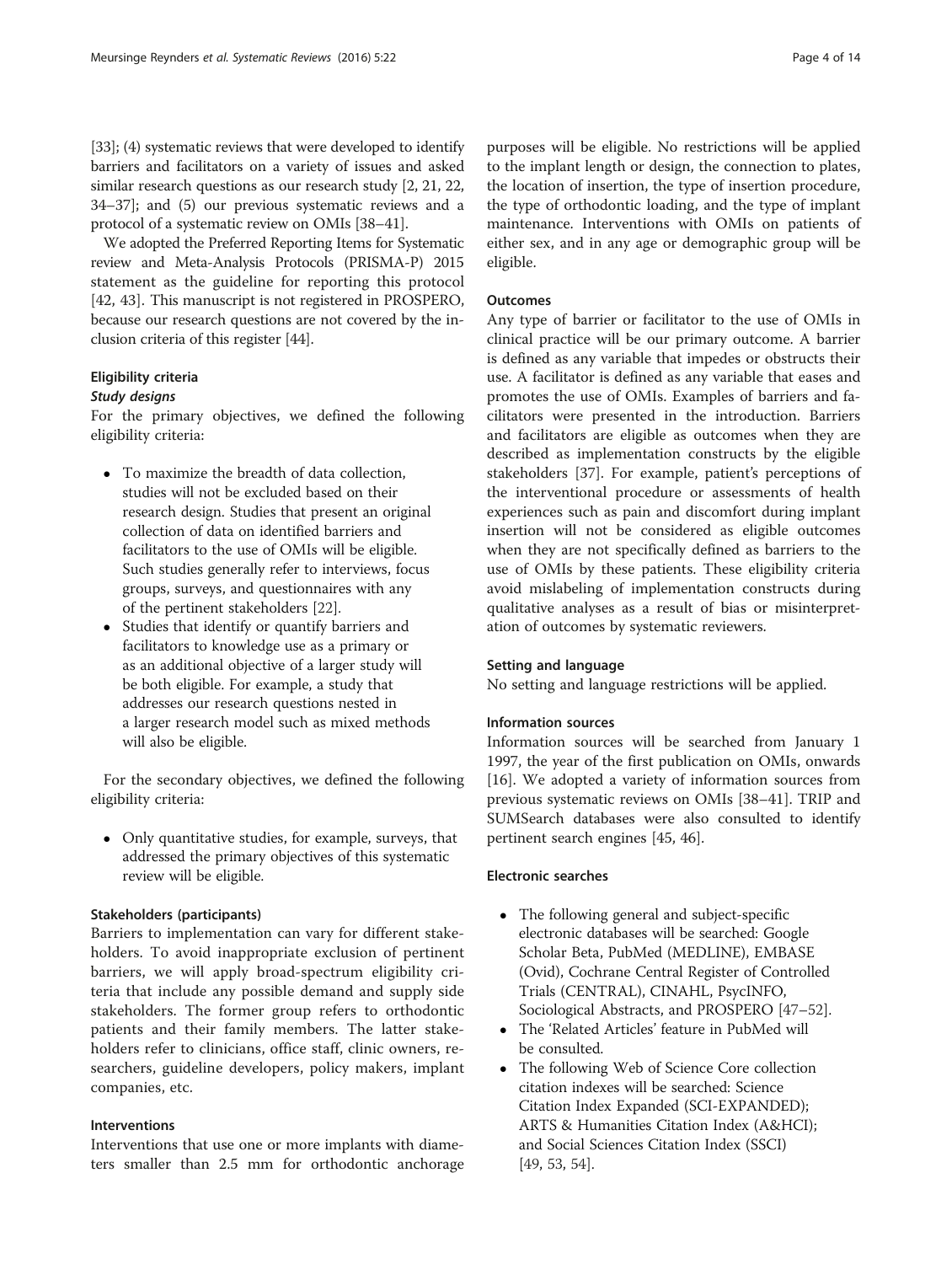[33]; (4) systematic reviews that were developed to identify barriers and facilitators on a variety of issues and asked similar research questions as our research study [2, 21, 22, 34–37]; and (5) our previous systematic reviews and a protocol of a systematic review on OMIs [38–41].

We adopted the Preferred Reporting Items for Systematic review and Meta-Analysis Protocols (PRISMA-P) 2015 statement as the guideline for reporting this protocol [42, 43]. This manuscript is not registered in PROSPERO, because our research questions are not covered by the inclusion criteria of this register [44].

### Eligibility criteria

#### *Study designs*

For the primary objectives, we defined the following eligibility criteria:

- To maximize the breadth of data collection, studies will not be excluded based on their research design. Studies that present an original collection of data on identified barriers and facilitators to the use of OMIs will be eligible. Such studies generally refer to interviews, focus groups, surveys, and questionnaires with any of the pertinent stakeholders [22].
- Studies that identify or quantify barriers and facilitators to knowledge use as a primary or as an additional objective of a larger study will be both eligible. For example, a study that addresses our research questions nested in a larger research model such as mixed methods will also be eligible.

For the secondary objectives, we defined the following eligibility criteria:

- Only quantitative studies, for example, surveys, that addressed the primary objectives of this systematic review will be eligible.

### Stakeholders (participants)

Barriers to implementation can vary for different stakeholders. To avoid inappropriate exclusion of pertinent barriers, we will apply broad-spectrum eligibility criteria that include any possible demand and supply side stakeholders. The former group refers to orthodontic patients and their family members. The latter stakeholders refer to clinicians, office staff, clinic owners, researchers, guideline developers, policy makers, implant companies, etc.

### Interventions

Interventions that use one or more implants with diameters smaller than 2.5 mm for orthodontic anchorage purposes will be eligible. No restrictions will be applied to the implant length or design, the connection to plates, the location of insertion, the type of insertion procedure, the type of orthodontic loading, and the type of implant maintenance. Interventions with OMIs on patients of either sex, and in any age or demographic group will be eligible.

### Outcomes

Any type of barrier or facilitator to the use of OMIs in clinical practice will be our primary outcome. A barrier is defined as any variable that impedes or obstructs their use. A facilitator is defined as any variable that eases and promotes the use of OMIs. Examples of barriers and facilitators were presented in the introduction. Barriers and facilitators are eligible as outcomes when they are described as implementation constructs by the eligible stakeholders [37]. For example, patient's perceptions of the interventional procedure or assessments of health experiences such as pain and discomfort during implant insertion will not be considered as eligible outcomes when they are not specifically defined as barriers to the use of OMIs by these patients. These eligibility criteria avoid mislabeling of implementation constructs during qualitative analyses as a result of bias or misinterpretation of outcomes by systematic reviewers.

### Setting and language

No setting and language restrictions will be applied.

### Information sources

Information sources will be searched from January 1 1997, the year of the first publication on OMIs, onwards [16]. We adopted a variety of information sources from previous systematic reviews on OMIs [38–41]. TRIP and SUMSearch databases were also consulted to identify pertinent search engines [45, 46].

### Electronic searches

- The following general and subject-specific electronic databases will be searched: Google Scholar Beta, PubMed (MEDLINE), EMBASE (Ovid), Cochrane Central Register of Controlled Trials (CENTRAL), CINAHL, PsycINFO, Sociological Abstracts, and PROSPERO [47–52].
- The 'Related Articles' feature in PubMed will be consulted.
- The following Web of Science Core collection citation indexes will be searched: Science Citation Index Expanded (SCI-EXPANDED); ARTS & Humanities Citation Index (A&HCI); and Social Sciences Citation Index (SSCI) [49, 53, 54].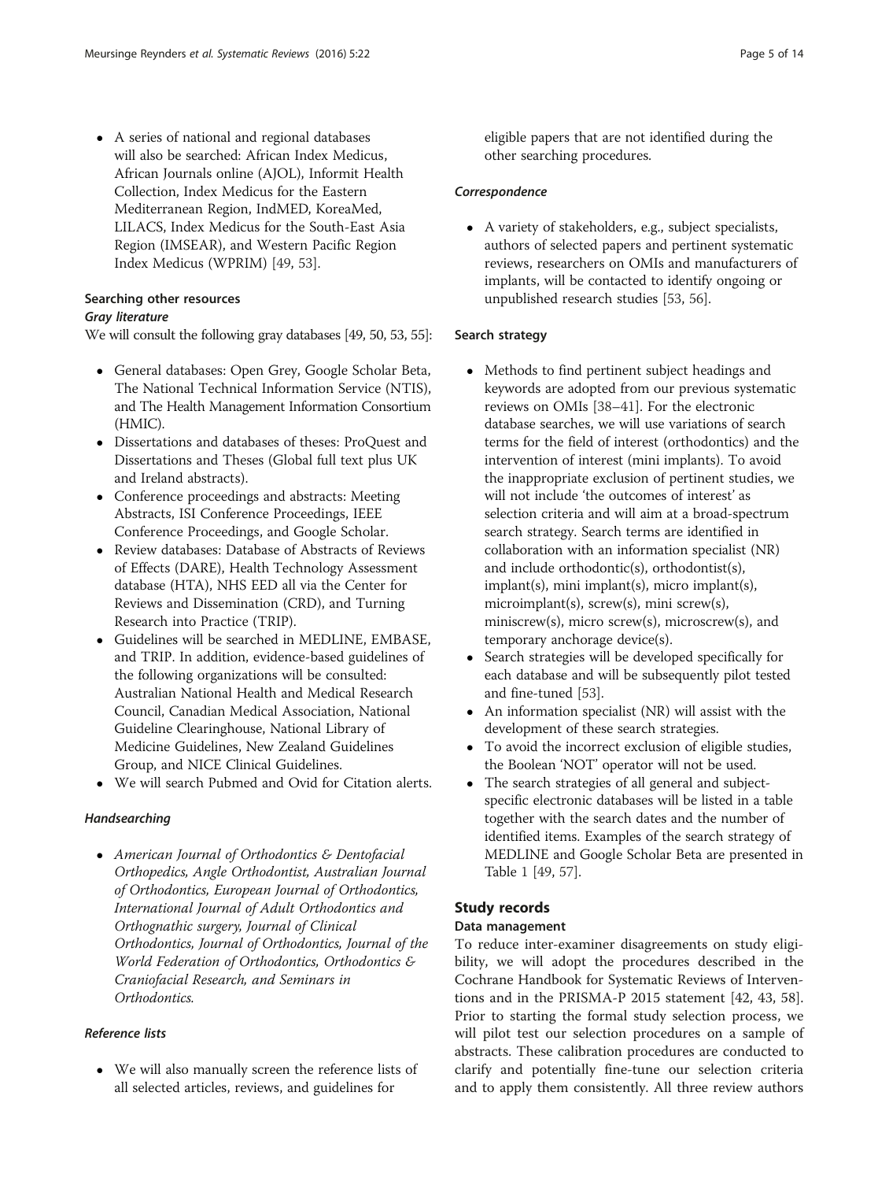- A series of national and regional databases will also be searched: African Index Medicus, African Journals online (AJOL), Informit Health Collection, Index Medicus for the Eastern Mediterranean Region, IndMED, KoreaMed, LILACS, Index Medicus for the South-East Asia Region (IMSEAR), and Western Pacific Region Index Medicus (WPRIM) [49, 53].

### Searching other resources

#### *Gray literature*

We will consult the following gray databases [49, 50, 53, 55]:

- General databases: Open Grey, Google Scholar Beta, The National Technical Information Service (NTIS), and The Health Management Information Consortium (HMIC).
- Dissertations and databases of theses: ProQuest and Dissertations and Theses (Global full text plus UK and Ireland abstracts).
- Conference proceedings and abstracts: Meeting Abstracts, ISI Conference Proceedings, IEEE Conference Proceedings, and Google Scholar.
- Review databases: Database of Abstracts of Reviews of Effects (DARE), Health Technology Assessment database (HTA), NHS EED all via the Center for Reviews and Dissemination (CRD), and Turning Research into Practice (TRIP).
- Guidelines will be searched in MEDLINE, EMBASE, and TRIP. In addition, evidence-based guidelines of the following organizations will be consulted: Australian National Health and Medical Research Council, Canadian Medical Association, National Guideline Clearinghouse, National Library of Medicine Guidelines, New Zealand Guidelines Group, and NICE Clinical Guidelines.
- We will search Pubmed and Ovid for Citation alerts.

#### *Handsearching*

- *American Journal of Orthodontics & Dentofacial Orthopedics, Angle Orthodontist, Australian Journal of Orthodontics, European Journal of Orthodontics, International Journal of Adult Orthodontics and Orthognathic surgery, Journal of Clinical Orthodontics, Journal of Orthodontics, Journal of the World Federation of Orthodontics, Orthodontics & Craniofacial Research, and Seminars in Orthodontics.*

#### *Reference lists*

- We will also manually screen the reference lists of all selected articles, reviews, and guidelines for eligible papers that are not identified during the other searching procedures.

#### *Correspondence*

- A variety of stakeholders, e.g., subject specialists, authors of selected papers and pertinent systematic reviews, researchers on OMIs and manufacturers of implants, will be contacted to identify ongoing or unpublished research studies [53, 56].

### Search strategy

- Methods to find pertinent subject headings and keywords are adopted from our previous systematic reviews on OMIs [38–41]. For the electronic database searches, we will use variations of search terms for the field of interest (orthodontics) and the intervention of interest (mini implants). To avoid the inappropriate exclusion of pertinent studies, we will not include 'the outcomes of interest' as selection criteria and will aim at a broad-spectrum search strategy. Search terms are identified in collaboration with an information specialist (NR) and include orthodontic(s), orthodontist(s), implant(s), mini implant(s), micro implant(s), microimplant(s), screw(s), mini screw(s), miniscrew(s), micro screw(s), microscrew(s), and temporary anchorage device(s).
- Search strategies will be developed specifically for each database and will be subsequently pilot tested and fine-tuned [53].
- An information specialist (NR) will assist with the development of these search strategies.
- To avoid the incorrect exclusion of eligible studies, the Boolean 'NOT' operator will not be used.
- The search strategies of all general and subject-specific electronic databases will be listed in a table together with the search dates and the number of identified items. Examples of the search strategy of MEDLINE and Google Scholar Beta are presented in Table 1 [49, 57].

## Study records

### Data management

To reduce inter-examiner disagreements on study eligibility, we will adopt the procedures described in the Cochrane Handbook for Systematic Reviews of Interventions and in the PRISMA-P 2015 statement [42, 43, 58]. Prior to starting the formal study selection process, we will pilot test our selection procedures on a sample of abstracts. These calibration procedures are conducted to clarify and potentially fine-tune our selection criteria and to apply them consistently. All three review authors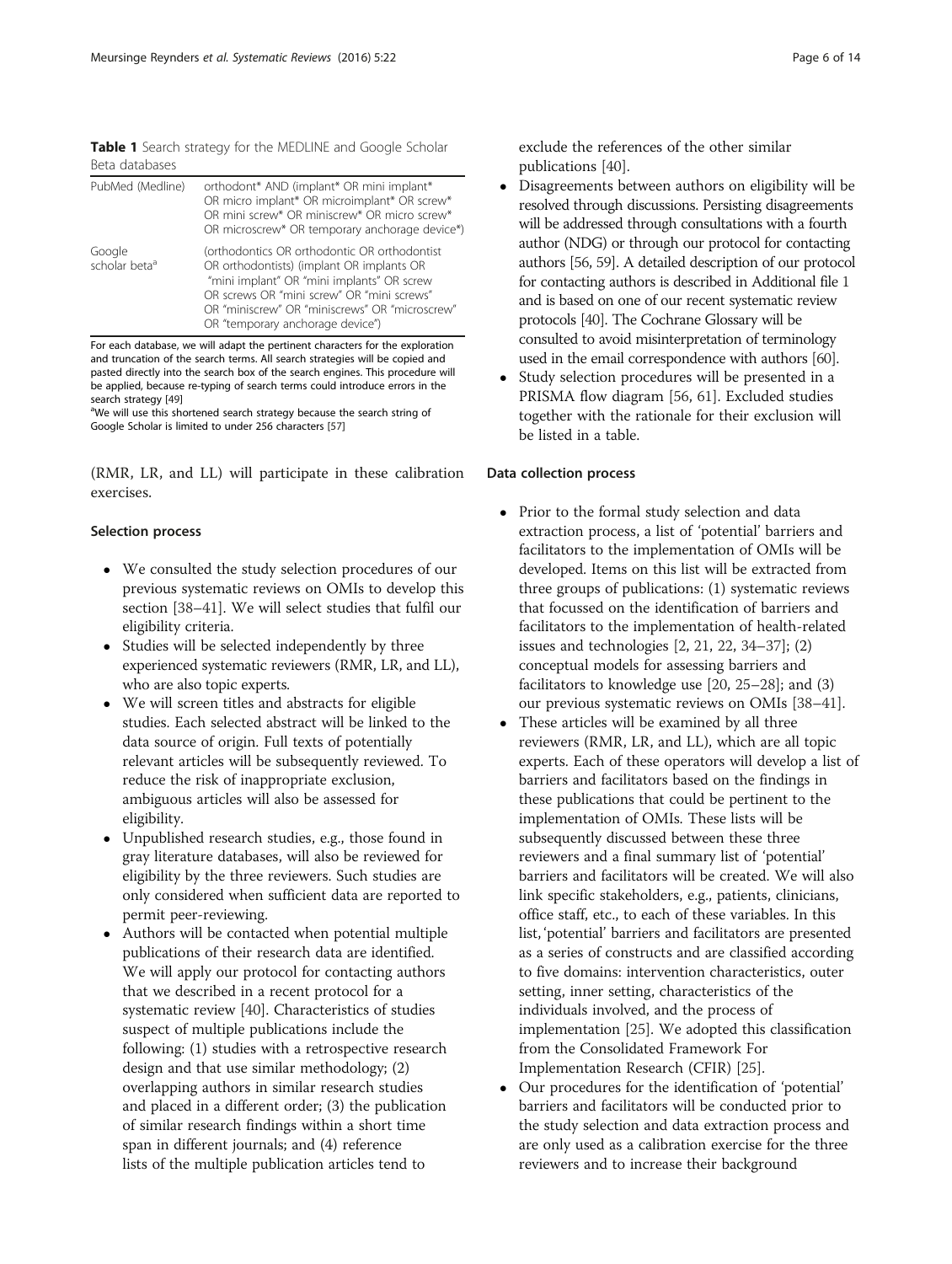**Table 1** Search strategy for the MEDLINE and Google Scholar Beta databases

| | |
|---|---|
| PubMed (Medline) | orthodont* AND (implant* OR mini implant* OR micro implant* OR microimplant* OR screw* OR mini screw* OR miniscrew* OR micro screw* OR microscrew* OR temporary anchorage device*) |
| Google scholar beta[a] | (orthodontics OR orthodontic OR orthodontist OR orthodontists) (implant OR implants OR "mini implant" OR "mini implants" OR screw OR screws OR "mini screw" OR "mini screws" OR "miniscrew" OR "miniscrews" OR "microscrew" OR "temporary anchorage device") |

For each database, we will adapt the pertinent characters for the exploration and truncation of the search terms. All search strategies will be copied and pasted directly into the search box of the search engines. This procedure will be applied, because re-typing of search terms could introduce errors in the search strategy [49]

[a]We will use this shortened search strategy because the search string of Google Scholar is limited to under 256 characters [57]

(RMR, LR, and LL) will participate in these calibration exercises.

### Selection process

- We consulted the study selection procedures of our previous systematic reviews on OMIs to develop this section [38–41]. We will select studies that fulfil our eligibility criteria.
- Studies will be selected independently by three experienced systematic reviewers (RMR, LR, and LL), who are also topic experts.
- We will screen titles and abstracts for eligible studies. Each selected abstract will be linked to the data source of origin. Full texts of potentially relevant articles will be subsequently reviewed. To reduce the risk of inappropriate exclusion, ambiguous articles will also be assessed for eligibility.
- Unpublished research studies, e.g., those found in gray literature databases, will also be reviewed for eligibility by the three reviewers. Such studies are only considered when sufficient data are reported to permit peer-reviewing.
- Authors will be contacted when potential multiple publications of their research data are identified. We will apply our protocol for contacting authors that we described in a recent protocol for a systematic review [40]. Characteristics of studies suspect of multiple publications include the following: (1) studies with a retrospective research design and that use similar methodology; (2) overlapping authors in similar research studies and placed in a different order; (3) the publication of similar research findings within a short time span in different journals; and (4) reference lists of the multiple publication articles tend to exclude the references of the other similar publications [40].
- Disagreements between authors on eligibility will be resolved through discussions. Persisting disagreements will be addressed through consultations with a fourth author (NDG) or through our protocol for contacting authors [56, 59]. A detailed description of our protocol for contacting authors is described in Additional file 1 and is based on one of our recent systematic review protocols [40]. The Cochrane Glossary will be consulted to avoid misinterpretation of terminology used in the email correspondence with authors [60].
- Study selection procedures will be presented in a PRISMA flow diagram [56, 61]. Excluded studies together with the rationale for their exclusion will be listed in a table.

### Data collection process

- Prior to the formal study selection and data extraction process, a list of 'potential' barriers and facilitators to the implementation of OMIs will be developed. Items on this list will be extracted from three groups of publications: (1) systematic reviews that focussed on the identification of barriers and facilitators to the implementation of health-related issues and technologies [2, 21, 22, 34–37]; (2) conceptual models for assessing barriers and facilitators to knowledge use [20, 25–28]; and (3) our previous systematic reviews on OMIs [38–41].
- These articles will be examined by all three reviewers (RMR, LR, and LL), which are all topic experts. Each of these operators will develop a list of barriers and facilitators based on the findings in these publications that could be pertinent to the implementation of OMIs. These lists will be subsequently discussed between these three reviewers and a final summary list of 'potential' barriers and facilitators will be created. We will also link specific stakeholders, e.g., patients, clinicians, office staff, etc., to each of these variables. In this list, 'potential' barriers and facilitators are presented as a series of constructs and are classified according to five domains: intervention characteristics, outer setting, inner setting, characteristics of the individuals involved, and the process of implementation [25]. We adopted this classification from the Consolidated Framework For Implementation Research (CFIR) [25].
- Our procedures for the identification of 'potential' barriers and facilitators will be conducted prior to the study selection and data extraction process and are only used as a calibration exercise for the three reviewers and to increase their background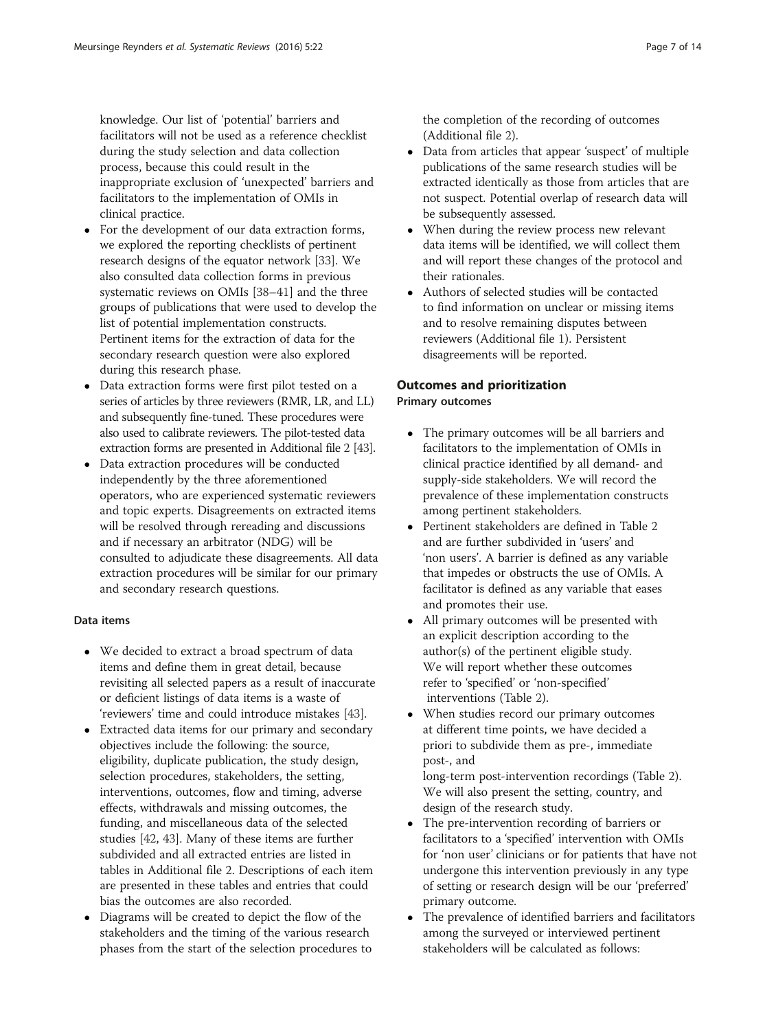knowledge. Our list of 'potential' barriers and facilitators will not be used as a reference checklist during the study selection and data collection process, because this could result in the inappropriate exclusion of 'unexpected' barriers and facilitators to the implementation of OMIs in clinical practice.

- For the development of our data extraction forms, we explored the reporting checklists of pertinent research designs of the equator network [33]. We also consulted data collection forms in previous systematic reviews on OMIs [38–41] and the three groups of publications that were used to develop the list of potential implementation constructs. Pertinent items for the extraction of data for the secondary research question were also explored during this research phase.
- Data extraction forms were first pilot tested on a series of articles by three reviewers (RMR, LR, and LL) and subsequently fine-tuned. These procedures were also used to calibrate reviewers. The pilot-tested data extraction forms are presented in Additional file 2 [43].
- Data extraction procedures will be conducted independently by the three aforementioned operators, who are experienced systematic reviewers and topic experts. Disagreements on extracted items will be resolved through rereading and discussions and if necessary an arbitrator (NDG) will be consulted to adjudicate these disagreements. All data extraction procedures will be similar for our primary and secondary research questions.

#### Data items

- We decided to extract a broad spectrum of data items and define them in great detail, because revisiting all selected papers as a result of inaccurate or deficient listings of data items is a waste of 'reviewers' time and could introduce mistakes [43].
- Extracted data items for our primary and secondary objectives include the following: the source, eligibility, duplicate publication, the study design, selection procedures, stakeholders, the setting, interventions, outcomes, flow and timing, adverse effects, withdrawals and missing outcomes, the funding, and miscellaneous data of the selected studies [42, 43]. Many of these items are further subdivided and all extracted entries are listed in tables in Additional file 2. Descriptions of each item are presented in these tables and entries that could bias the outcomes are also recorded.
- Diagrams will be created to depict the flow of the stakeholders and the timing of the various research phases from the start of the selection procedures to the completion of the recording of outcomes (Additional file 2).
- Data from articles that appear 'suspect' of multiple publications of the same research studies will be extracted identically as those from articles that are not suspect. Potential overlap of research data will be subsequently assessed.
- When during the review process new relevant data items will be identified, we will collect them and will report these changes of the protocol and their rationales.
- Authors of selected studies will be contacted to find information on unclear or missing items and to resolve remaining disputes between reviewers (Additional file 1). Persistent disagreements will be reported.

## Outcomes and prioritization

#### Primary outcomes

- The primary outcomes will be all barriers and facilitators to the implementation of OMIs in clinical practice identified by all demand- and supply-side stakeholders. We will record the prevalence of these implementation constructs among pertinent stakeholders.
- Pertinent stakeholders are defined in Table 2 and are further subdivided in 'users' and 'non users'. A barrier is defined as any variable that impedes or obstructs the use of OMIs. A facilitator is defined as any variable that eases and promotes their use.
- All primary outcomes will be presented with an explicit description according to the author(s) of the pertinent eligible study. We will report whether these outcomes refer to 'specified' or 'non-specified' interventions (Table 2).
- When studies record our primary outcomes at different time points, we have decided a priori to subdivide them as pre-, immediate post-, and long-term post-intervention recordings (Table 2). We will also present the setting, country, and design of the research study.
- The pre-intervention recording of barriers or facilitators to a 'specified' intervention with OMIs for 'non user' clinicians or for patients that have not undergone this intervention previously in any type of setting or research design will be our 'preferred' primary outcome.
- The prevalence of identified barriers and facilitators among the surveyed or interviewed pertinent stakeholders will be calculated as follows: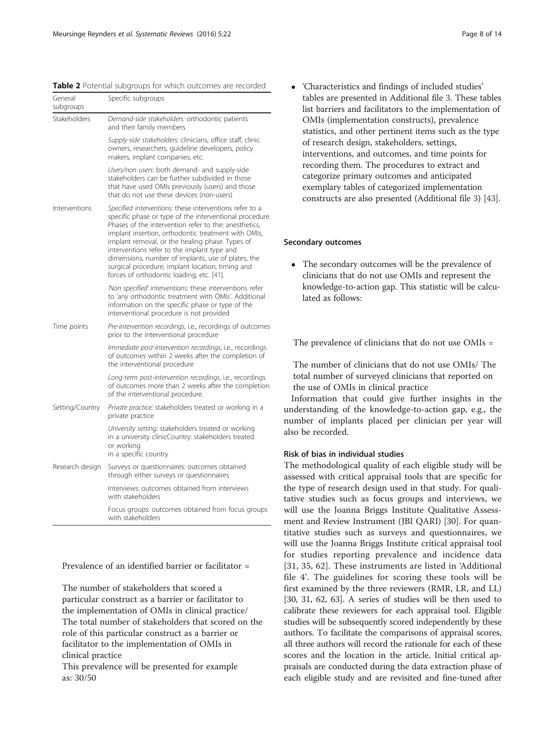**Table 2** Potential subgroups for which outcomes are recorded

| General subgroups | Specific subgroups |
| --- | --- |
| Stakeholders | *Demand-side stakeholders:* orthodontic patients and their family members |
| | *Supply-side stakeholders:* clinicians, office staff, clinic owners, researchers, guideline developers, policy makers, implant companies, etc. |
| | *Users/non users*: both demand- and supply-side stakeholders can be further subdivided in those that have used OMIs previously (users) and those that do not use these devices (non-users) |
| Interventions | *Specified interventions:* these interventions refer to a specific phase or type of the interventional procedure. Phases of the intervention refer to the: anesthetics, implant insertion, orthodontic treatment with OMIs, implant removal, or the healing phase. Types of interventions refer to the implant type and dimensions, number of implants, use of plates, the surgical procedure, implant location, timing and forces of orthodontic loading, etc. [41]. |
| | *'Non specified' interventions:* these interventions refer to 'any orthodontic treatment with OMIs'. Additional information on the specific phase or type of the interventional procedure is not provided |
| Time points | *Pre-intervention recordings*, i.e., recordings of outcomes prior to the interventional procedure |
| | *Immediate post-intervention recordings*, i.e., recordings of outcomes within 2 weeks after the completion of the interventional procedure |
| | *Long-term post-intervention recordings*, i.e., recordings of outcomes more than 2 weeks after the completion of the interventional procedure. |
| Setting/Country | *Private practice:* stakeholders treated or working in a private practice |
| | *University setting:* stakeholders treated or working in a university clinicCountry: stakeholders treated or working in a specific country |
| Research design | Surveys or questionnaires: outcomes obtained through either surveys or questionnaires |
| | Interviews: outcomes obtained from interviews with stakeholders |
| | Focus groups: outcomes obtained from focus groups with stakeholders |

Prevalence of an identified barrier or facilitator =

The number of stakeholders that scored a particular construct as a barrier or facilitator to the implementation of OMIs in clinical practice/ The total number of stakeholders that scored on the role of this particular construct as a barrier or facilitator to the implementation of OMIs in clinical practice

This prevalence will be presented for example as: 30/50

- 'Characteristics and findings of included studies' tables are presented in Additional file 3. These tables list barriers and facilitators to the implementation of OMIs (implementation constructs), prevalence statistics, and other pertinent items such as the type of research design, stakeholders, settings, interventions, and outcomes, and time points for recording them. The procedures to extract and categorize primary outcomes and anticipated exemplary tables of categorized implementation constructs are also presented (Additional file 3) [43].

#### Secondary outcomes

- The secondary outcomes will be the prevalence of clinicians that do not use OMIs and represent the knowledge-to-action gap. This statistic will be calculated as follows:

The prevalence of clinicians that do not use OMIs =

The number of clinicians that do not use OMIs/ The total number of surveyed clinicians that reported on the use of OMIs in clinical practice

Information that could give further insights in the understanding of the knowledge-to-action gap, e.g., the number of implants placed per clinician per year will also be recorded.

#### Risk of bias in individual studies

The methodological quality of each eligible study will be assessed with critical appraisal tools that are specific for the type of research design used in that study. For qualitative studies such as focus groups and interviews, we will use the Joanna Briggs Institute Qualitative Assessment and Review Instrument (JBI QARI) [30]. For quantitative studies such as surveys and questionnaires, we will use the Joanna Briggs Institute critical appraisal tool for studies reporting prevalence and incidence data [31, 35, 62]. These instruments are listed in 'Additional file 4'. The guidelines for scoring these tools will be first examined by the three reviewers (RMR, LR, and LL) [30, 31, 62, 63]. A series of studies will be then used to calibrate these reviewers for each appraisal tool. Eligible studies will be subsequently scored independently by these authors. To facilitate the comparisons of appraisal scores, all three authors will record the rationale for each of these scores and the location in the article. Initial critical appraisals are conducted during the data extraction phase of each eligible study and are revisited and fine-tuned after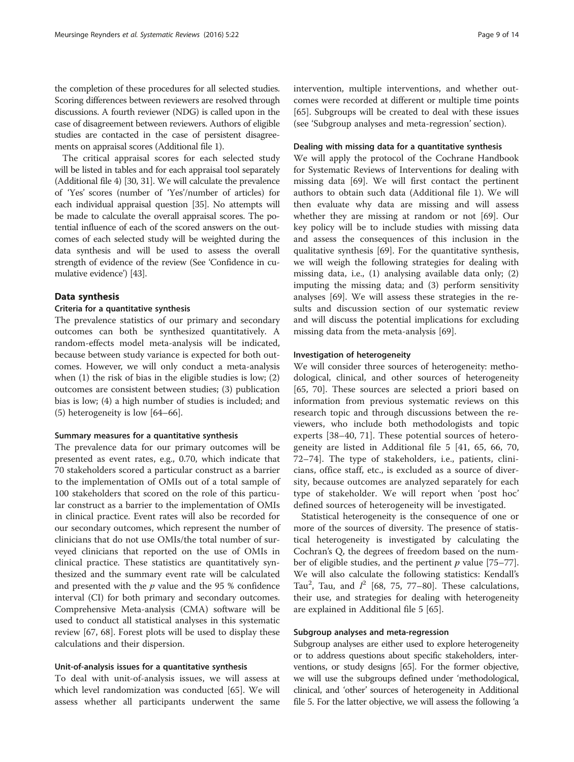the completion of these procedures for all selected studies. Scoring differences between reviewers are resolved through discussions. A fourth reviewer (NDG) is called upon in the case of disagreement between reviewers. Authors of eligible studies are contacted in the case of persistent disagreements on appraisal scores (Additional file 1).

The critical appraisal scores for each selected study will be listed in tables and for each appraisal tool separately (Additional file 4) [30, 31]. We will calculate the prevalence of 'Yes' scores (number of 'Yes'/number of articles) for each individual appraisal question [35]. No attempts will be made to calculate the overall appraisal scores. The potential influence of each of the scored answers on the outcomes of each selected study will be weighted during the data synthesis and will be used to assess the overall strength of evidence of the review (See 'Confidence in cumulative evidence') [43].

## Data synthesis

### Criteria for a quantitative synthesis

The prevalence statistics of our primary and secondary outcomes can both be synthesized quantitatively. A random-effects model meta-analysis will be indicated, because between study variance is expected for both outcomes. However, we will only conduct a meta-analysis when (1) the risk of bias in the eligible studies is low; (2) outcomes are consistent between studies; (3) publication bias is low; (4) a high number of studies is included; and (5) heterogeneity is low [64–66].

### Summary measures for a quantitative synthesis

The prevalence data for our primary outcomes will be presented as event rates, e.g., 0.70, which indicate that 70 stakeholders scored a particular construct as a barrier to the implementation of OMIs out of a total sample of 100 stakeholders that scored on the role of this particular construct as a barrier to the implementation of OMIs in clinical practice. Event rates will also be recorded for our secondary outcomes, which represent the number of clinicians that do not use OMIs/the total number of surveyed clinicians that reported on the use of OMIs in clinical practice. These statistics are quantitatively synthesized and the summary event rate will be calculated and presented with the $p$ value and the 95 % confidence interval (CI) for both primary and secondary outcomes. Comprehensive Meta-analysis (CMA) software will be used to conduct all statistical analyses in this systematic review [67, 68]. Forest plots will be used to display these calculations and their dispersion.

### Unit-of-analysis issues for a quantitative synthesis

To deal with unit-of-analysis issues, we will assess at which level randomization was conducted [65]. We will assess whether all participants underwent the same intervention, multiple interventions, and whether outcomes were recorded at different or multiple time points [65]. Subgroups will be created to deal with these issues (see 'Subgroup analyses and meta-regression' section).

### Dealing with missing data for a quantitative synthesis

We will apply the protocol of the Cochrane Handbook for Systematic Reviews of Interventions for dealing with missing data [69]. We will first contact the pertinent authors to obtain such data (Additional file 1). We will then evaluate why data are missing and will assess whether they are missing at random or not [69]. Our key policy will be to include studies with missing data and assess the consequences of this inclusion in the qualitative synthesis [69]. For the quantitative synthesis, we will weigh the following strategies for dealing with missing data, i.e., (1) analysing available data only; (2) imputing the missing data; and (3) perform sensitivity analyses [69]. We will assess these strategies in the results and discussion section of our systematic review and will discuss the potential implications for excluding missing data from the meta-analysis [69].

### Investigation of heterogeneity

We will consider three sources of heterogeneity: methodological, clinical, and other sources of heterogeneity [65, 70]. These sources are selected a priori based on information from previous systematic reviews on this research topic and through discussions between the reviewers, who include both methodologists and topic experts [38–40, 71]. These potential sources of heterogeneity are listed in Additional file 5 [41, 65, 66, 70, 72–74]. The type of stakeholders, i.e., patients, clinicians, office staff, etc., is excluded as a source of diversity, because outcomes are analyzed separately for each type of stakeholder. We will report when 'post hoc' defined sources of heterogeneity will be investigated.

Statistical heterogeneity is the consequence of one or more of the sources of diversity. The presence of statistical heterogeneity is investigated by calculating the Cochran's Q, the degrees of freedom based on the number of eligible studies, and the pertinent $p$ value [75–77]. We will also calculate the following statistics: Kendall's Tau$^2$, Tau, and $I^2$ [68, 75, 77–80]. These calculations, their use, and strategies for dealing with heterogeneity are explained in Additional file 5 [65].

### Subgroup analyses and meta-regression

Subgroup analyses are either used to explore heterogeneity or to address questions about specific stakeholders, interventions, or study designs [65]. For the former objective, we will use the subgroups defined under 'methodological, clinical, and 'other' sources of heterogeneity in Additional file 5. For the latter objective, we will assess the following 'a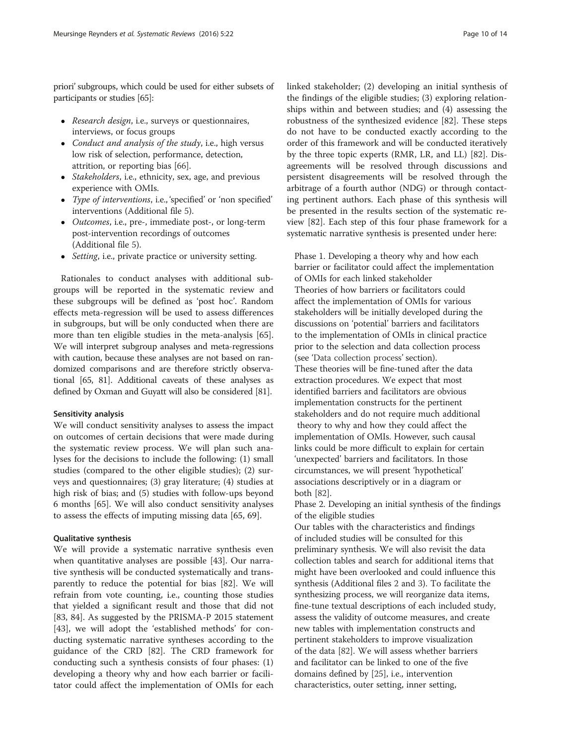priori' subgroups, which could be used for either subsets of participants or studies [65]:

- *Research design*, i.e., surveys or questionnaires, interviews, or focus groups
- *Conduct and analysis of the study*, i.e., high versus low risk of selection, performance, detection, attrition, or reporting bias [66].
- *Stakeholders*, i.e., ethnicity, sex, age, and previous experience with OMIs.
- *Type of interventions*, i.e., 'specified' or 'non specified' interventions (Additional file 5).
- *Outcomes*, i.e., pre-, immediate post-, or long-term post-intervention recordings of outcomes (Additional file 5).
- *Setting*, i.e., private practice or university setting.

Rationales to conduct analyses with additional subgroups will be reported in the systematic review and these subgroups will be defined as 'post hoc'. Random effects meta-regression will be used to assess differences in subgroups, but will be only conducted when there are more than ten eligible studies in the meta-analysis [65]. We will interpret subgroup analyses and meta-regressions with caution, because these analyses are not based on randomized comparisons and are therefore strictly observational [65, 81]. Additional caveats of these analyses as defined by Oxman and Guyatt will also be considered [81].

#### Sensitivity analysis

We will conduct sensitivity analyses to assess the impact on outcomes of certain decisions that were made during the systematic review process. We will plan such analyses for the decisions to include the following: (1) small studies (compared to the other eligible studies); (2) surveys and questionnaires; (3) gray literature; (4) studies at high risk of bias; and (5) studies with follow-ups beyond 6 months [65]. We will also conduct sensitivity analyses to assess the effects of imputing missing data [65, 69].

#### Qualitative synthesis

We will provide a systematic narrative synthesis even when quantitative analyses are possible [43]. Our narrative synthesis will be conducted systematically and transparently to reduce the potential for bias [82]. We will refrain from vote counting, i.e., counting those studies that yielded a significant result and those that did not [83, 84]. As suggested by the PRISMA-P 2015 statement [43], we will adopt the 'established methods' for conducting systematic narrative syntheses according to the guidance of the CRD [82]. The CRD framework for conducting such a synthesis consists of four phases: (1) developing a theory why and how each barrier or facilitator could affect the implementation of OMIs for each linked stakeholder; (2) developing an initial synthesis of the findings of the eligible studies; (3) exploring relationships within and between studies; and (4) assessing the robustness of the synthesized evidence [82]. These steps do not have to be conducted exactly according to the order of this framework and will be conducted iteratively by the three topic experts (RMR, LR, and LL) [82]. Disagreements will be resolved through discussions and persistent disagreements will be resolved through the arbitrage of a fourth author (NDG) or through contacting pertinent authors. Each phase of this synthesis will be presented in the results section of the systematic review [82]. Each step of this four phase framework for a systematic narrative synthesis is presented under here:

Phase 1. Developing a theory why and how each barrier or facilitator could affect the implementation of OMIs for each linked stakeholder

Theories of how barriers or facilitators could affect the implementation of OMIs for various stakeholders will be initially developed during the discussions on 'potential' barriers and facilitators to the implementation of OMIs in clinical practice prior to the selection and data collection process (see 'Data collection process' section). These theories will be fine-tuned after the data extraction procedures. We expect that most identified barriers and facilitators are obvious implementation constructs for the pertinent stakeholders and do not require much additional theory to why and how they could affect the implementation of OMIs. However, such causal links could be more difficult to explain for certain 'unexpected' barriers and facilitators. In those circumstances, we will present 'hypothetical' associations descriptively or in a diagram or both [82].

Phase 2. Developing an initial synthesis of the findings of the eligible studies

Our tables with the characteristics and findings of included studies will be consulted for this preliminary synthesis. We will also revisit the data collection tables and search for additional items that might have been overlooked and could influence this synthesis (Additional files 2 and 3). To facilitate the synthesizing process, we will reorganize data items, fine-tune textual descriptions of each included study, assess the validity of outcome measures, and create new tables with implementation constructs and pertinent stakeholders to improve visualization of the data [82]. We will assess whether barriers and facilitator can be linked to one of the five domains defined by [25], i.e., intervention characteristics, outer setting, inner setting,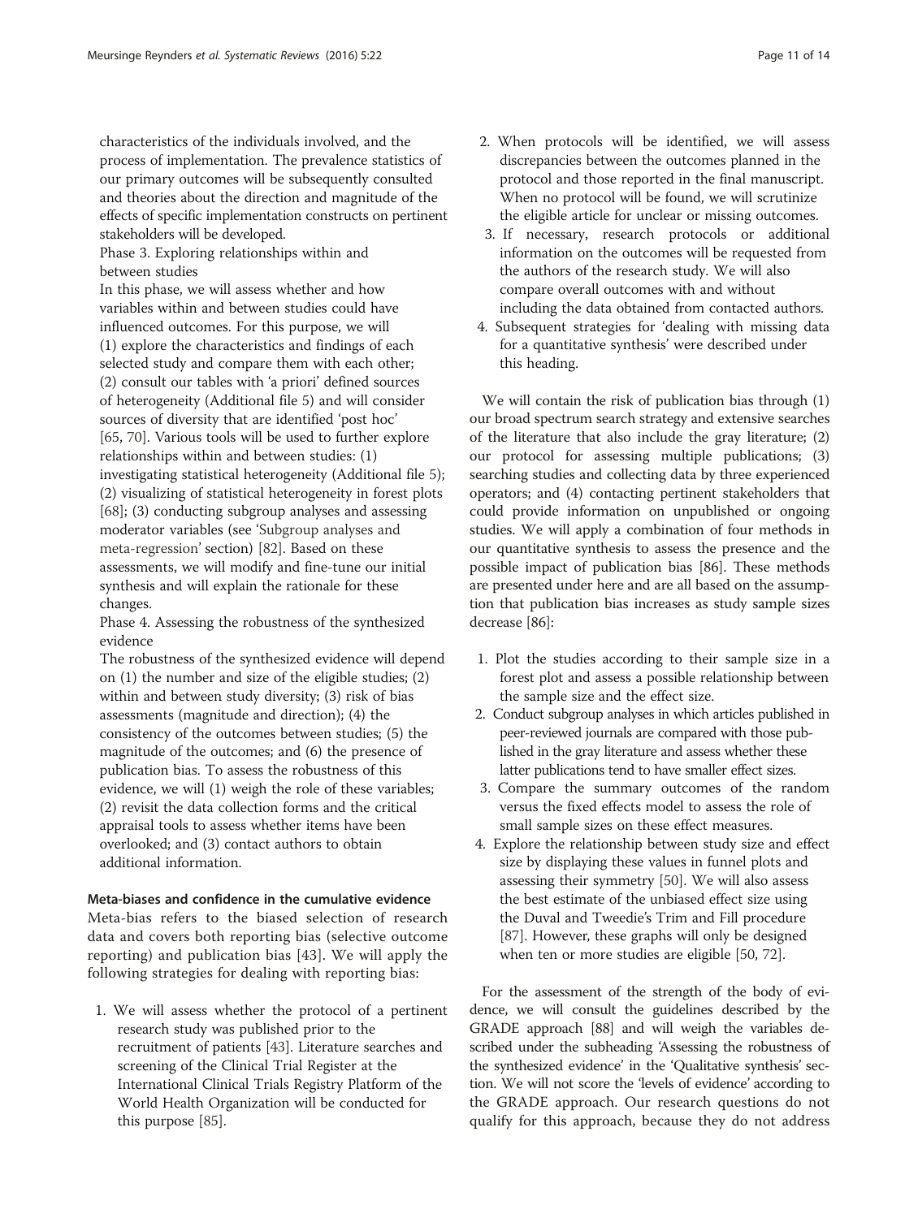characteristics of the individuals involved, and the process of implementation. The prevalence statistics of our primary outcomes will be subsequently consulted and theories about the direction and magnitude of the effects of specific implementation constructs on pertinent stakeholders will be developed.

Phase 3. Exploring relationships within and between studies

In this phase, we will assess whether and how variables within and between studies could have influenced outcomes. For this purpose, we will (1) explore the characteristics and findings of each selected study and compare them with each other; (2) consult our tables with 'a priori' defined sources of heterogeneity (Additional file 5) and will consider sources of diversity that are identified 'post hoc' [65, 70]. Various tools will be used to further explore relationships within and between studies: (1) investigating statistical heterogeneity (Additional file 5); (2) visualizing of statistical heterogeneity in forest plots [68]; (3) conducting subgroup analyses and assessing moderator variables (see 'Subgroup analyses and meta-regression' section) [82]. Based on these assessments, we will modify and fine-tune our initial synthesis and will explain the rationale for these changes.

Phase 4. Assessing the robustness of the synthesized evidence

The robustness of the synthesized evidence will depend on (1) the number and size of the eligible studies; (2) within and between study diversity; (3) risk of bias assessments (magnitude and direction); (4) the consistency of the outcomes between studies; (5) the magnitude of the outcomes; and (6) the presence of publication bias. To assess the robustness of this evidence, we will (1) weigh the role of these variables; (2) revisit the data collection forms and the critical appraisal tools to assess whether items have been overlooked; and (3) contact authors to obtain additional information.

#### Meta-biases and confidence in the cumulative evidence

Meta-bias refers to the biased selection of research data and covers both reporting bias (selective outcome reporting) and publication bias [43]. We will apply the following strategies for dealing with reporting bias:

1. We will assess whether the protocol of a pertinent research study was published prior to the recruitment of patients [43]. Literature searches and screening of the Clinical Trial Register at the International Clinical Trials Registry Platform of the World Health Organization will be conducted for this purpose [85].
2. When protocols will be identified, we will assess discrepancies between the outcomes planned in the protocol and those reported in the final manuscript. When no protocol will be found, we will scrutinize the eligible article for unclear or missing outcomes.
3. If necessary, research protocols or additional information on the outcomes will be requested from the authors of the research study. We will also compare overall outcomes with and without including the data obtained from contacted authors.
4. Subsequent strategies for 'dealing with missing data for a quantitative synthesis' were described under this heading.

We will contain the risk of publication bias through (1) our broad spectrum search strategy and extensive searches of the literature that also include the gray literature; (2) our protocol for assessing multiple publications; (3) searching studies and collecting data by three experienced operators; and (4) contacting pertinent stakeholders that could provide information on unpublished or ongoing studies. We will apply a combination of four methods in our quantitative synthesis to assess the presence and the possible impact of publication bias [86]. These methods are presented under here and are all based on the assumption that publication bias increases as study sample sizes decrease [86]:

1. Plot the studies according to their sample size in a forest plot and assess a possible relationship between the sample size and the effect size.
2. Conduct subgroup analyses in which articles published in peer-reviewed journals are compared with those published in the gray literature and assess whether these latter publications tend to have smaller effect sizes.
3. Compare the summary outcomes of the random versus the fixed effects model to assess the role of small sample sizes on these effect measures.
4. Explore the relationship between study size and effect size by displaying these values in funnel plots and assessing their symmetry [50]. We will also assess the best estimate of the unbiased effect size using the Duval and Tweedie's Trim and Fill procedure [87]. However, these graphs will only be designed when ten or more studies are eligible [50, 72].

For the assessment of the strength of the body of evidence, we will consult the guidelines described by the GRADE approach [88] and will weigh the variables described under the subheading 'Assessing the robustness of the synthesized evidence' in the 'Qualitative synthesis' section. We will not score the 'levels of evidence' according to the GRADE approach. Our research questions do not qualify for this approach, because they do not address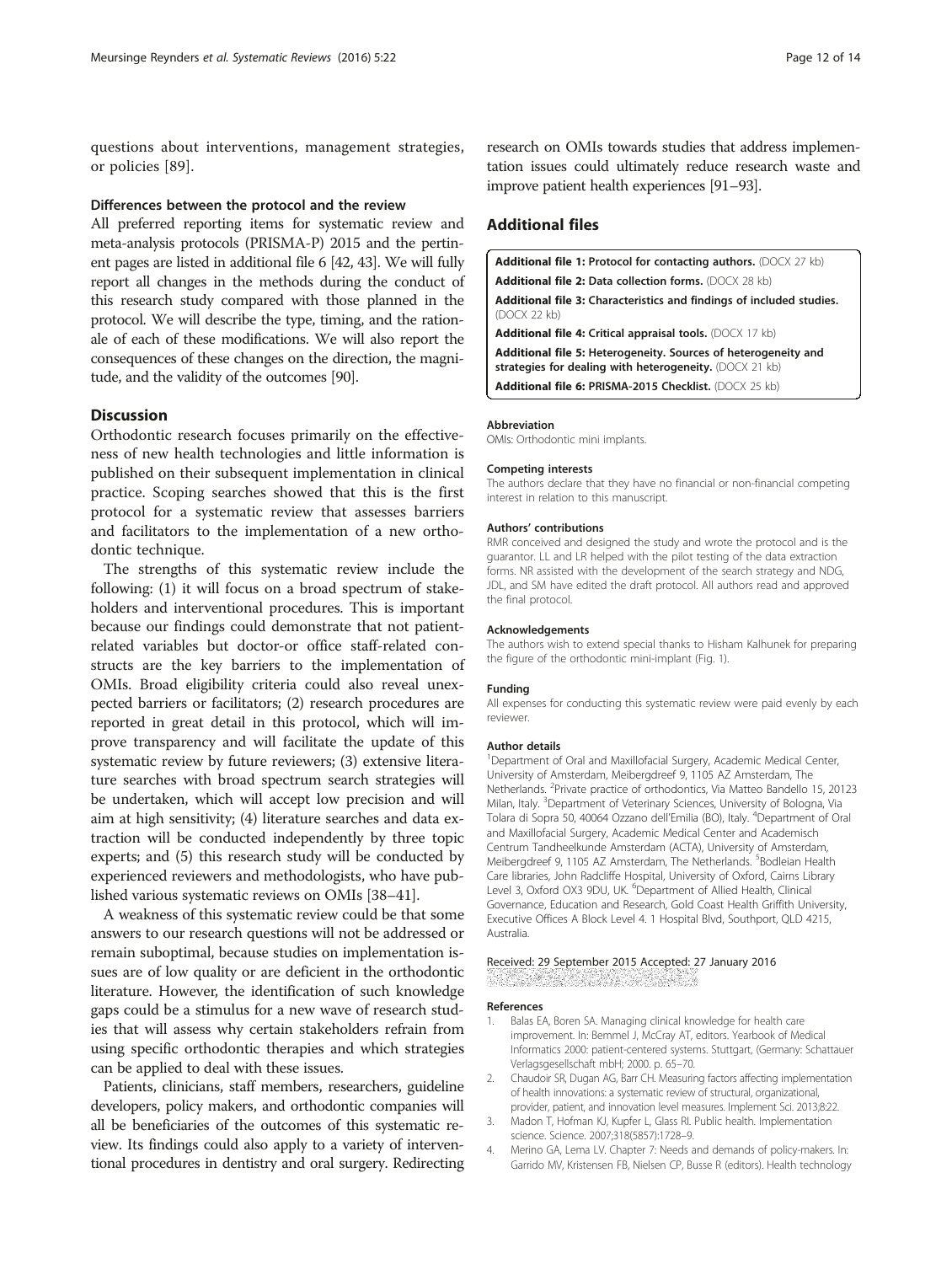questions about interventions, management strategies, or policies [89].

### Differences between the protocol and the review

All preferred reporting items for systematic review and meta-analysis protocols (PRISMA-P) 2015 and the pertinent pages are listed in additional file 6 [42, 43]. We will fully report all changes in the methods during the conduct of this research study compared with those planned in the protocol. We will describe the type, timing, and the rationale of each of these modifications. We will also report the consequences of these changes on the direction, the magnitude, and the validity of the outcomes [90].

## Discussion

Orthodontic research focuses primarily on the effectiveness of new health technologies and little information is published on their subsequent implementation in clinical practice. Scoping searches showed that this is the first protocol for a systematic review that assesses barriers and facilitators to the implementation of a new orthodontic technique.

The strengths of this systematic review include the following: (1) it will focus on a broad spectrum of stakeholders and interventional procedures. This is important because our findings could demonstrate that not patient-related variables but doctor-or office staff-related constructs are the key barriers to the implementation of OMIs. Broad eligibility criteria could also reveal unexpected barriers or facilitators; (2) research procedures are reported in great detail in this protocol, which will improve transparency and will facilitate the update of this systematic review by future reviewers; (3) extensive literature searches with broad spectrum search strategies will be undertaken, which will accept low precision and will aim at high sensitivity; (4) literature searches and data extraction will be conducted independently by three topic experts; and (5) this research study will be conducted by experienced reviewers and methodologists, who have published various systematic reviews on OMIs [38–41].

A weakness of this systematic review could be that some answers to our research questions will not be addressed or remain suboptimal, because studies on implementation issues are of low quality or are deficient in the orthodontic literature. However, the identification of such knowledge gaps could be a stimulus for a new wave of research studies that will assess why certain stakeholders refrain from using specific orthodontic therapies and which strategies can be applied to deal with these issues.

Patients, clinicians, staff members, researchers, guideline developers, policy makers, and orthodontic companies will all be beneficiaries of the outcomes of this systematic review. Its findings could also apply to a variety of interventional procedures in dentistry and oral surgery. Redirecting research on OMIs towards studies that address implementation issues could ultimately reduce research waste and improve patient health experiences [91–93].

## Additional files

**Additional file 1: Protocol for contacting authors.** (DOCX 27 kb)
**Additional file 2: Data collection forms.** (DOCX 28 kb)
**Additional file 3: Characteristics and findings of included studies.** (DOCX 22 kb)
**Additional file 4: Critical appraisal tools.** (DOCX 17 kb)
**Additional file 5: Heterogeneity. Sources of heterogeneity and strategies for dealing with heterogeneity.** (DOCX 21 kb)
**Additional file 6: PRISMA-2015 Checklist.** (DOCX 25 kb)

#### Abbreviation

OMIs: Orthodontic mini implants.

#### Competing interests

The authors declare that they have no financial or non-financial competing interest in relation to this manuscript.

#### Authors' contributions

RMR conceived and designed the study and wrote the protocol and is the guarantor. LL and LR helped with the pilot testing of the data extraction forms. NR assisted with the development of the search strategy and NDG, JDL, and SM have edited the draft protocol. All authors read and approved the final protocol.

#### Acknowledgements

The authors wish to extend special thanks to Hisham Kalhunek for preparing the figure of the orthodontic mini-implant (Fig. 1).

#### Funding

All expenses for conducting this systematic review were paid evenly by each reviewer.

#### Author details

[1]Department of Oral and Maxillofacial Surgery, Academic Medical Center, University of Amsterdam, Meibergdreef 9, 1105 AZ Amsterdam, The Netherlands. [2]Private practice of orthodontics, Via Matteo Bandello 15, 20123 Milan, Italy. [3]Department of Veterinary Sciences, University of Bologna, Via Tolara di Sopra 50, 40064 Ozzano dell'Emilia (BO), Italy. [4]Department of Oral and Maxillofacial Surgery, Academic Medical Center and Academisch Centrum Tandheelkunde Amsterdam (ACTA), University of Amsterdam, Meibergdreef 9, 1105 AZ Amsterdam, The Netherlands. [5]Bodleian Health Care libraries, John Radcliffe Hospital, University of Oxford, Cairns Library Level 3, Oxford OX3 9DU, UK. [6]Department of Allied Health, Clinical Governance, Education and Research, Gold Coast Health Griffith University, Executive Offices A Block Level 4. 1 Hospital Blvd, Southport, QLD 4215, Australia.

Received: 29 September 2015 Accepted: 27 January 2016

#### References

1. Balas EA, Boren SA. Managing clinical knowledge for health care improvement. In: Bemmel J, McCray AT, editors. Yearbook of Medical Informatics 2000: patient-centered systems. Stuttgart, (Germany: Schattauer Verlagsgesellschaft mbH; 2000. p. 65–70.
2. Chaudoir SR, Dugan AG, Barr CH. Measuring factors affecting implementation of health innovations: a systematic review of structural, organizational, provider, patient, and innovation level measures. Implement Sci. 2013;8:22.
3. Madon T, Hofman KJ, Kupfer L, Glass RI. Public health. Implementation science. Science. 2007;318(5857):1728–9.
4. Merino GA, Lema LV. Chapter 7: Needs and demands of policy-makers. In: Garrido MV, Kristensen FB, Nielsen CP, Busse R (editors). Health technology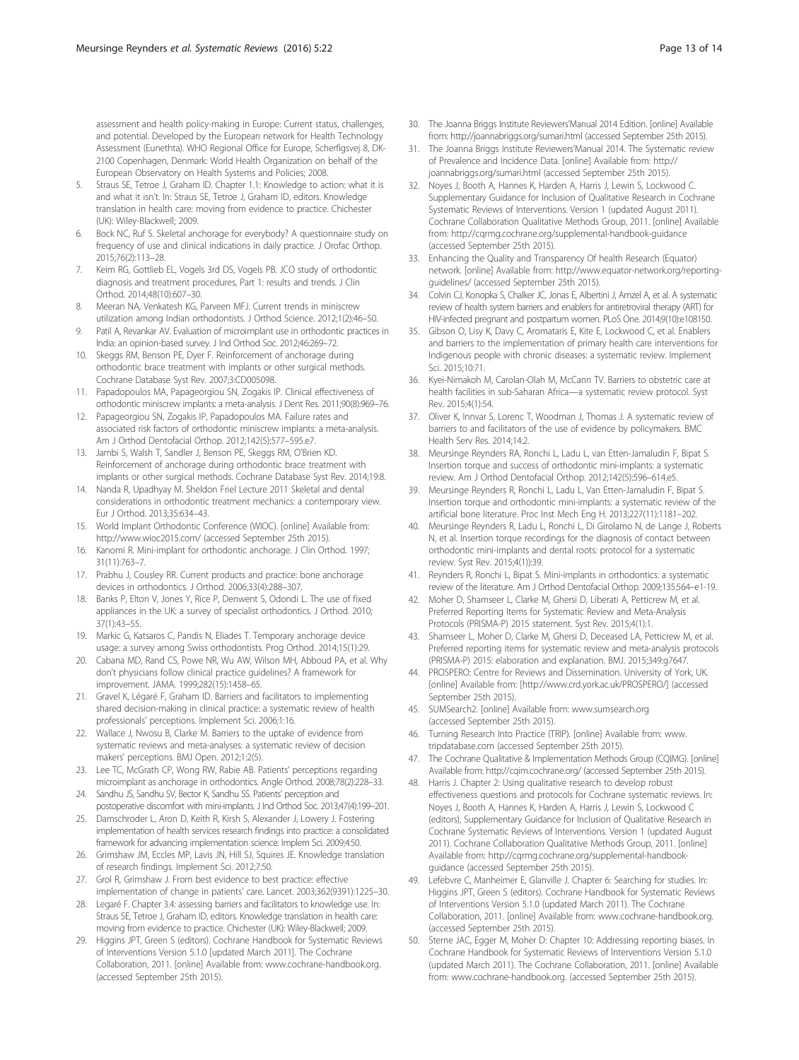assessment and health policy-making in Europe: Current status, challenges, and potential. Developed by the European network for Health Technology Assessment (Eunethta). WHO Regional Office for Europe, Scherfigsvej 8, DK-2100 Copenhagen, Denmark: World Health Organization on behalf of the European Observatory on Health Systems and Policies; 2008.

5. Straus SE, Tetroe J, Graham ID. Chapter 1.1: Knowledge to action: what it is and what it isn't. In: Straus SE, Tetroe J, Graham ID, editors. Knowledge translation in health care: moving from evidence to practice. Chichester (UK): Wiley-Blackwell; 2009.
6. Bock NC, Ruf S. Skeletal anchorage for everybody? A questionnaire study on frequency of use and clinical indications in daily practice. J Orofac Orthop. 2015;76(2):113–28.
7. Keim RG, Gottlieb EL, Vogels 3rd DS, Vogels PB. JCO study of orthodontic diagnosis and treatment procedures, Part 1: results and trends. J Clin Orthod. 2014;48(10):607–30.
8. Meeran NA, Venkatesh KG, Parveen MFJ. Current trends in miniscrew utilization among Indian orthodontists. J Orthod Science. 2012;1(2):46–50.
9. Patil A, Revankar AV. Evaluation of microimplant use in orthodontic practices in India: an opinion-based survey. J Ind Orthod Soc. 2012;46:269–72.
10. Skeggs RM, Benson PE, Dyer F. Reinforcement of anchorage during orthodontic brace treatment with implants or other surgical methods. Cochrane Database Syst Rev. 2007;3:CD005098.
11. Papadopoulos MA, Papageorgiou SN, Zogakis IP. Clinical effectiveness of orthodontic miniscrew implants: a meta-analysis. J Dent Res. 2011;90(8):969–76.
12. Papageorgiou SN, Zogakis IP, Papadopoulos MA. Failure rates and associated risk factors of orthodontic miniscrew implants: a meta-analysis. Am J Orthod Dentofacial Orthop. 2012;142(5):577–595.e7.
13. Jambi S, Walsh T, Sandler J, Benson PE, Skeggs RM, O'Brien KD. Reinforcement of anchorage during orthodontic brace treatment with implants or other surgical methods. Cochrane Database Syst Rev. 2014;19:8.
14. Nanda R, Upadhyay M. Sheldon Friel Lecture 2011 Skeletal and dental considerations in orthodontic treatment mechanics: a contemporary view. Eur J Orthod. 2013;35:634–43.
15. World Implant Orthodontic Conference (WIOC). [online] Available from: http://www.wioc2015.com/ (accessed September 25th 2015).
16. Kanomi R. Mini-implant for orthodontic anchorage. J Clin Orthod. 1997; 31(11):763–7.
17. Prabhu J, Cousley RR. Current products and practice: bone anchorage devices in orthodontics. J Orthod. 2006;33(4):288–307.
18. Banks P, Elton V, Jones Y, Rice P, Denwent S, Odondi L. The use of fixed appliances in the UK: a survey of specialist orthodontics. J Orthod. 2010; 37(1):43–55.
19. Markic G, Katsaros C, Pandis N, Eliades T. Temporary anchorage device usage: a survey among Swiss orthodontists. Prog Orthod. 2014;15(1):29.
20. Cabana MD, Rand CS, Powe NR, Wu AW, Wilson MH, Abboud PA, et al. Why don't physicians follow clinical practice guidelines? A framework for improvement. JAMA. 1999;282(15):1458–65.
21. Gravel K, Légaré F, Graham ID. Barriers and facilitators to implementing shared decision-making in clinical practice: a systematic review of health professionals' perceptions. Implement Sci. 2006;1:16.
22. Wallace J, Nwosu B, Clarke M. Barriers to the uptake of evidence from systematic reviews and meta-analyses: a systematic review of decision makers' perceptions. BMJ Open. 2012;1:2(5).
23. Lee TC, McGrath CP, Wong RW, Rabie AB. Patients' perceptions regarding microimplant as anchorage in orthodontics. Angle Orthod. 2008;78(2):228–33.
24. Sandhu JS, Sandhu SV, Bector K, Sandhu SS. Patients' perception and postoperative discomfort with mini-implants. J Ind Orthod Soc. 2013;47(4):199–201.
25. Damschroder L, Aron D, Keith R, Kirsh S, Alexander J, Lowery J. Fostering implementation of health services research findings into practice: a consolidated framework for advancing implementation science. Implem Sci. 2009;4:50.
26. Grimshaw JM, Eccles MP, Lavis JN, Hill SJ, Squires JE. Knowledge translation of research findings. Implement Sci. 2012;7:50.
27. Grol R, Grimshaw J. From best evidence to best practice: effective implementation of change in patients' care. Lancet. 2003;362(9391):1225–30.
28. Legaré F. Chapter 3.4: assessing barriers and facilitators to knowledge use. In: Straus SE, Tetroe J, Graham ID, editors. Knowledge translation in health care: moving from evidence to practice. Chichester (UK): Wiley-Blackwell; 2009.
29. Higgins JPT, Green S (editors). Cochrane Handbook for Systematic Reviews of Interventions Version 5.1.0 [updated March 2011]. The Cochrane Collaboration, 2011. [online] Available from: www.cochrane-handbook.org. (accessed September 25th 2015).
30. The Joanna Briggs Institute Reviewers'Manual 2014 Edition. [online] Available from: http://joannabriggs.org/sumari.html (accessed September 25th 2015).
31. The Joanna Briggs Institute Reviewers'Manual 2014. The Systematic review of Prevalence and Incidence Data. [online] Available from: http://joannabriggs.org/sumari.html (accessed September 25th 2015).
32. Noyes J, Booth A, Hannes K, Harden A, Harris J, Lewin S, Lockwood C. Supplementary Guidance for Inclusion of Qualitative Research in Cochrane Systematic Reviews of Interventions. Version 1 (updated August 2011). Cochrane Collaboration Qualitative Methods Group, 2011. [online] Available from: http://cqrmg.cochrane.org/supplemental-handbook-guidance (accessed September 25th 2015).
33. Enhancing the Quality and Transparency Of health Research (Equator) network. [online] Available from: http://www.equator-network.org/reporting-guidelines/ (accessed September 25th 2015).
34. Colvin CJ, Konopka S, Chalker JC, Jonas E, Albertini J, Amzel A, et al. A systematic review of health system barriers and enablers for antiretroviral therapy (ART) for HIV-infected pregnant and postpartum women. PLoS One. 2014;9(10):e108150.
35. Gibson O, Lisy K, Davy C, Aromataris E, Kite E, Lockwood C, et al. Enablers and barriers to the implementation of primary health care interventions for Indigenous people with chronic diseases: a systematic review. Implement Sci. 2015;10:71.
36. Kyei-Nimakoh M, Carolan-Olah M, McCann TV. Barriers to obstetric care at health facilities in sub-Saharan Africa—a systematic review protocol. Syst Rev. 2015;4(1):54.
37. Oliver K, Innvar S, Lorenc T, Woodman J, Thomas J. A systematic review of barriers to and facilitators of the use of evidence by policymakers. BMC Health Serv Res. 2014;14:2.
38. Meursinge Reynders RA, Ronchi L, Ladu L, van Etten-Jamaludin F, Bipat S. Insertion torque and success of orthodontic mini-implants: a systematic review. Am J Orthod Dentofacial Orthop. 2012;142(5):596–614.e5.
39. Meursinge Reynders R, Ronchi L, Ladu L, Van Etten-Jamaludin F, Bipat S. Insertion torque and orthodontic mini-implants: a systematic review of the artificial bone literature. Proc Inst Mech Eng H. 2013;227(11):1181–202.
40. Meursinge Reynders R, Ladu L, Ronchi L, Di Girolamo N, de Lange J, Roberts N, et al. Insertion torque recordings for the diagnosis of contact between orthodontic mini-implants and dental roots: protocol for a systematic review. Syst Rev. 2015;4(1)):39.
41. Reynders R, Ronchi L, Bipat S. Mini-implants in orthodontics: a systematic review of the literature. Am J Orthod Dentofacial Orthop. 2009;135:564–e1-19.
42. Moher D, Shamseer L, Clarke M, Ghersi D, Liberati A, Petticrew M, et al. Preferred Reporting Items for Systematic Review and Meta-Analysis Protocols (PRISMA-P) 2015 statement. Syst Rev. 2015;4(1):1.
43. Shamseer L, Moher D, Clarke M, Ghersi D, Deceased LA, Petticrew M, et al. Preferred reporting items for systematic review and meta-analysis protocols (PRISMA-P) 2015: elaboration and explanation. BMJ. 2015;349:g7647.
44. PROSPERO: Centre for Reviews and Dissemination. University of York, UK. [online] Available from: [http://www.crd.york.ac.uk/PROSPERO/] (accessed September 25th 2015).
45. SUMSearch2. [online] Available from: www.sumsearch.org (accessed September 25th 2015).
46. Turning Research Into Practice (TRIP). [online] Available from: www.tripdatabase.com (accessed September 25th 2015).
47. The Cochrane Qualitative & Implementation Methods Group (CQIMG). [online] Available from: http://cqim.cochrane.org/ (accessed September 25th 2015).
48. Harris J. Chapter 2: Using qualitative research to develop robust effectiveness questions and protocols for Cochrane systematic reviews. In: Noyes J, Booth A, Hannes K, Harden A, Harris J, Lewin S, Lockwood C (editors), Supplementary Guidance for Inclusion of Qualitative Research in Cochrane Systematic Reviews of Interventions. Version 1 (updated August 2011). Cochrane Collaboration Qualitative Methods Group, 2011. [online] Available from: http://cqrmg.cochrane.org/supplemental-handbook-guidance (accessed September 25th 2015).
49. Lefebvre C, Manheimer E, Glanville J. Chapter 6: Searching for studies. In: Higgins JPT, Green S (editors). Cochrane Handbook for Systematic Reviews of Interventions Version 5.1.0 (updated March 2011). The Cochrane Collaboration, 2011. [online] Available from: www.cochrane-handbook.org. (accessed September 25th 2015).
50. Sterne JAC, Egger M, Moher D: Chapter 10: Addressing reporting biases. In Cochrane Handbook for Systematic Reviews of Interventions Version 5.1.0 (updated March 2011). The Cochrane Collaboration, 2011. [online] Available from: www.cochrane-handbook.org. (accessed September 25th 2015).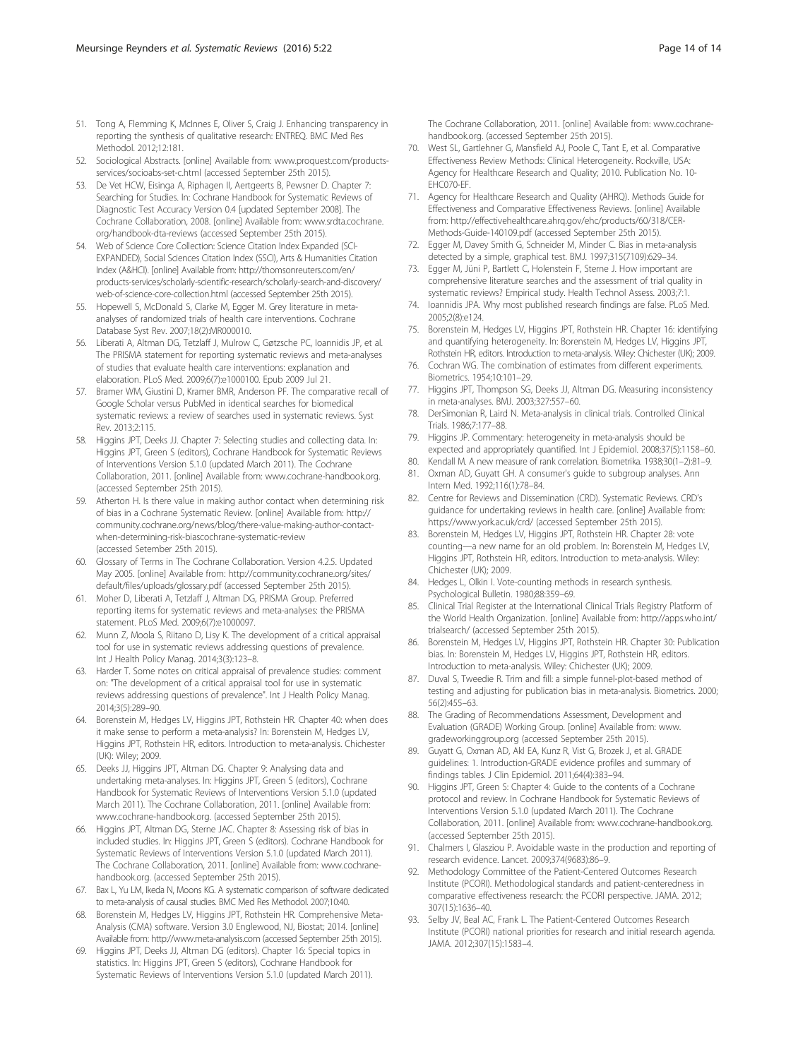51. Tong A, Flemming K, McInnes E, Oliver S, Craig J. Enhancing transparency in reporting the synthesis of qualitative research: ENTREQ. BMC Med Res Methodol. 2012;12:181.
52. Sociological Abstracts. [online] Available from: www.proquest.com/products-services/socioabs-set-c.html (accessed September 25th 2015).
53. De Vet HCW, Eisinga A, Riphagen II, Aertgeerts B, Pewsner D. Chapter 7: Searching for Studies. In: Cochrane Handbook for Systematic Reviews of Diagnostic Test Accuracy Version 0.4 [updated September 2008]. The Cochrane Collaboration, 2008. [online] Available from: www.srdta.cochrane.org/handbook-dta-reviews (accessed September 25th 2015).
54. Web of Science Core Collection: Science Citation Index Expanded (SCI-EXPANDED), Social Sciences Citation Index (SSCI), Arts & Humanities Citation Index (A&HCI). [online] Available from: http://thomsonreuters.com/en/products-services/scholarly-scientific-research/scholarly-search-and-discovery/web-of-science-core-collection.html (accessed September 25th 2015).
55. Hopewell S, McDonald S, Clarke M, Egger M. Grey literature in meta-analyses of randomized trials of health care interventions. Cochrane Database Syst Rev. 2007;18(2):MR000010.
56. Liberati A, Altman DG, Tetzlaff J, Mulrow C, Gøtzsche PC, Ioannidis JP, et al. The PRISMA statement for reporting systematic reviews and meta-analyses of studies that evaluate health care interventions: explanation and elaboration. PLoS Med. 2009;6(7):e1000100. Epub 2009 Jul 21.
57. Bramer WM, Giustini D, Kramer BMR, Anderson PF. The comparative recall of Google Scholar versus PubMed in identical searches for biomedical systematic reviews: a review of searches used in systematic reviews. Syst Rev. 2013;2:115.
58. Higgins JPT, Deeks JJ. Chapter 7: Selecting studies and collecting data. In: Higgins JPT, Green S (editors), Cochrane Handbook for Systematic Reviews of Interventions Version 5.1.0 (updated March 2011). The Cochrane Collaboration, 2011. [online] Available from: www.cochrane-handbook.org. (accessed September 25th 2015).
59. Atherton H. Is there value in making author contact when determining risk of bias in a Cochrane Systematic Review. [online] Available from: http://community.cochrane.org/news/blog/there-value-making-author-contact-when-determining-risk-biascochrane-systematic-review (accessed Setember 25th 2015).
60. Glossary of Terms in The Cochrane Collaboration. Version 4.2.5. Updated May 2005. [online] Available from: http://community.cochrane.org/sites/default/files/uploads/glossary.pdf (accessed September 25th 2015).
61. Moher D, Liberati A, Tetzlaff J, Altman DG, PRISMA Group. Preferred reporting items for systematic reviews and meta-analyses: the PRISMA statement. PLoS Med. 2009;6(7):e1000097.
62. Munn Z, Moola S, Riitano D, Lisy K. The development of a critical appraisal tool for use in systematic reviews addressing questions of prevalence. Int J Health Policy Manag. 2014;3(3):123–8.
63. Harder T. Some notes on critical appraisal of prevalence studies: comment on: "The development of a critical appraisal tool for use in systematic reviews addressing questions of prevalence". Int J Health Policy Manag. 2014;3(5):289–90.
64. Borenstein M, Hedges LV, Higgins JPT, Rothstein HR. Chapter 40: when does it make sense to perform a meta-analysis? In: Borenstein M, Hedges LV, Higgins JPT, Rothstein HR, editors. Introduction to meta-analysis. Chichester (UK): Wiley; 2009.
65. Deeks JJ, Higgins JPT, Altman DG. Chapter 9: Analysing data and undertaking meta-analyses. In: Higgins JPT, Green S (editors), Cochrane Handbook for Systematic Reviews of Interventions Version 5.1.0 (updated March 2011). The Cochrane Collaboration, 2011. [online] Available from: www.cochrane-handbook.org. (accessed September 25th 2015).
66. Higgins JPT, Altman DG, Sterne JAC. Chapter 8: Assessing risk of bias in included studies. In: Higgins JPT, Green S (editors). Cochrane Handbook for Systematic Reviews of Interventions Version 5.1.0 (updated March 2011). The Cochrane Collaboration, 2011. [online] Available from: www.cochrane-handbook.org. (accessed September 25th 2015).
67. Bax L, Yu LM, Ikeda N, Moons KG. A systematic comparison of software dedicated to meta-analysis of causal studies. BMC Med Res Methodol. 2007;10:40.
68. Borenstein M, Hedges LV, Higgins JPT, Rothstein HR. Comprehensive Meta-Analysis (CMA) software. Version 3.0 Englewood, NJ, Biostat; 2014. [online] Available from: http://www.meta-analysis.com (accessed September 25th 2015).
69. Higgins JPT, Deeks JJ, Altman DG (editors). Chapter 16: Special topics in statistics. In: Higgins JPT, Green S (editors), Cochrane Handbook for Systematic Reviews of Interventions Version 5.1.0 (updated March 2011). The Cochrane Collaboration, 2011. [online] Available from: www.cochrane-handbook.org. (accessed September 25th 2015).
70. West SL, Gartlehner G, Mansfield AJ, Poole C, Tant E, et al. Comparative Effectiveness Review Methods: Clinical Heterogeneity. Rockville, USA: Agency for Healthcare Research and Quality; 2010. Publication No. 10-EHC070-EF.
71. Agency for Healthcare Research and Quality (AHRQ). Methods Guide for Effectiveness and Comparative Effectiveness Reviews. [online] Available from: http://effectivehealthcare.ahrq.gov/ehc/products/60/318/CER-Methods-Guide-140109.pdf (accessed September 25th 2015).
72. Egger M, Davey Smith G, Schneider M, Minder C. Bias in meta-analysis detected by a simple, graphical test. BMJ. 1997;315(7109):629–34.
73. Egger M, Jüni P, Bartlett C, Holenstein F, Sterne J. How important are comprehensive literature searches and the assessment of trial quality in systematic reviews? Empirical study. Health Technol Assess. 2003;7:1.
74. Ioannidis JPA. Why most published research findings are false. PLoS Med. 2005;2(8):e124.
75. Borenstein M, Hedges LV, Higgins JPT, Rothstein HR. Chapter 16: identifying and quantifying heterogeneity. In: Borenstein M, Hedges LV, Higgins JPT, Rothstein HR, editors. Introduction to meta-analysis. Wiley: Chichester (UK); 2009.
76. Cochran WG. The combination of estimates from different experiments. Biometrics. 1954;10:101–29.
77. Higgins JPT, Thompson SG, Deeks JJ, Altman DG. Measuring inconsistency in meta-analyses. BMJ. 2003;327:557–60.
78. DerSimonian R, Laird N. Meta-analysis in clinical trials. Controlled Clinical Trials. 1986;7:177–88.
79. Higgins JP. Commentary: heterogeneity in meta-analysis should be expected and appropriately quantified. Int J Epidemiol. 2008;37(5):1158–60.
80. Kendall M. A new measure of rank correlation. Biometrika. 1938;30(1–2):81–9.
81. Oxman AD, Guyatt GH. A consumer's guide to subgroup analyses. Ann Intern Med. 1992;116(1):78–84.
82. Centre for Reviews and Dissemination (CRD). Systematic Reviews. CRD's guidance for undertaking reviews in health care. [online] Available from: https://www.york.ac.uk/crd/ (accessed September 25th 2015).
83. Borenstein M, Hedges LV, Higgins JPT, Rothstein HR. Chapter 28: vote counting—a new name for an old problem. In: Borenstein M, Hedges LV, Higgins JPT, Rothstein HR, editors. Introduction to meta-analysis. Wiley: Chichester (UK); 2009.
84. Hedges L, Olkin I. Vote-counting methods in research synthesis. Psychological Bulletin. 1980;88:359–69.
85. Clinical Trial Register at the International Clinical Trials Registry Platform of the World Health Organization. [online] Available from: http://apps.who.int/trialsearch/ (accessed September 25th 2015).
86. Borenstein M, Hedges LV, Higgins JPT, Rothstein HR. Chapter 30: Publication bias. In: Borenstein M, Hedges LV, Higgins JPT, Rothstein HR, editors. Introduction to meta-analysis. Wiley: Chichester (UK); 2009.
87. Duval S, Tweedie R. Trim and fill: a simple funnel-plot-based method of testing and adjusting for publication bias in meta-analysis. Biometrics. 2000; 56(2):455–63.
88. The Grading of Recommendations Assessment, Development and Evaluation (GRADE) Working Group. [online] Available from: www.gradeworkinggroup.org (accessed September 25th 2015).
89. Guyatt G, Oxman AD, Akl EA, Kunz R, Vist G, Brozek J, et al. GRADE guidelines: 1. Introduction-GRADE evidence profiles and summary of findings tables. J Clin Epidemiol. 2011;64(4):383–94.
90. Higgins JPT, Green S: Chapter 4: Guide to the contents of a Cochrane protocol and review. In Cochrane Handbook for Systematic Reviews of Interventions Version 5.1.0 (updated March 2011). The Cochrane Collaboration, 2011. [online] Available from: www.cochrane-handbook.org. (accessed September 25th 2015).
91. Chalmers I, Glasziou P. Avoidable waste in the production and reporting of research evidence. Lancet. 2009;374(9683):86–9.
92. Methodology Committee of the Patient-Centered Outcomes Research Institute (PCORI). Methodological standards and patient-centeredness in comparative effectiveness research: the PCORI perspective. JAMA. 2012; 307(15):1636–40.
93. Selby JV, Beal AC, Frank L. The Patient-Centered Outcomes Research Institute (PCORI) national priorities for research and initial research agenda. JAMA. 2012;307(15):1583–4.